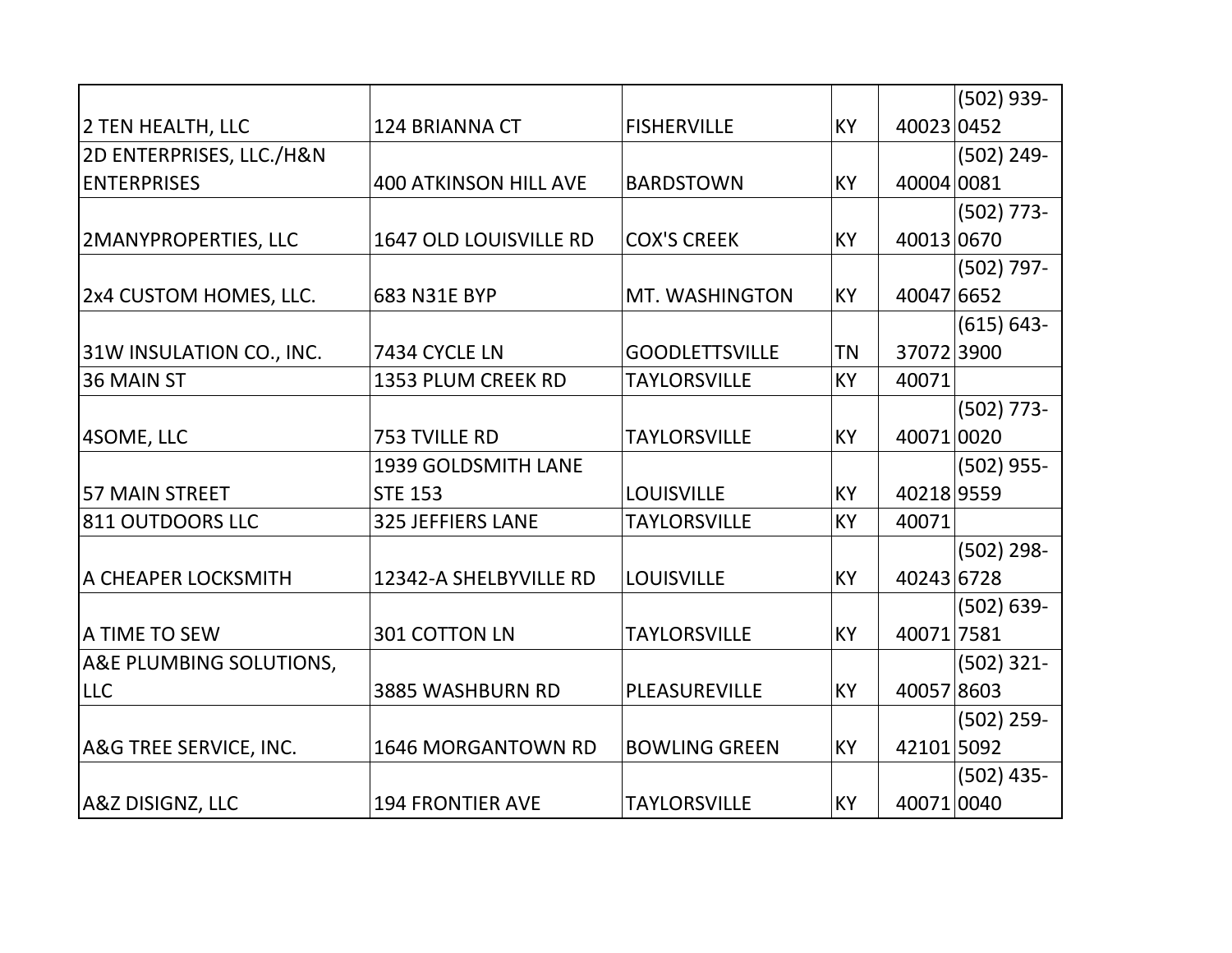| | | | | | |
|---|---|---|---|---|---|
| 2 TEN HEALTH, LLC | 124 BRIANNA CT | FISHERVILLE | KY | 40023 | (502) 939-0452 |
| 2D ENTERPRISES, LLC./H&N ENTERPRISES | 400 ATKINSON HILL AVE | BARDSTOWN | KY | 40004 | (502) 249-0081 |
| 2MANYPROPERTIES, LLC | 1647 OLD LOUISVILLE RD | COX'S CREEK | KY | 40013 | (502) 773-0670 |
| 2x4 CUSTOM HOMES, LLC. | 683 N31E BYP | MT. WASHINGTON | KY | 40047 | (502) 797-6652 |
| 31W INSULATION CO., INC. | 7434 CYCLE LN | GOODLETTSVILLE | TN | 37072 | (615) 643-3900 |
| 36 MAIN ST | 1353 PLUM CREEK RD | TAYLORSVILLE | KY | 40071 | |
| 4SOME, LLC | 753 TVILLE RD | TAYLORSVILLE | KY | 40071 | (502) 773-0020 |
| 57 MAIN STREET | 1939 GOLDSMITH LANE STE 153 | LOUISVILLE | KY | 40218 | (502) 955-9559 |
| 811 OUTDOORS LLC | 325 JEFFIERS LANE | TAYLORSVILLE | KY | 40071 | |
| A CHEAPER LOCKSMITH | 12342-A SHELBYVILLE RD | LOUISVILLE | KY | 40243 | (502) 298-6728 |
| A TIME TO SEW | 301 COTTON LN | TAYLORSVILLE | KY | 40071 | (502) 639-7581 |
| A&E PLUMBING SOLUTIONS, LLC | 3885 WASHBURN RD | PLEASUREVILLE | KY | 40057 | (502) 321-8603 |
| A&G TREE SERVICE, INC. | 1646 MORGANTOWN RD | BOWLING GREEN | KY | 42101 | (502) 259-5092 |
| A&Z DISIGNZ, LLC | 194 FRONTIER AVE | TAYLORSVILLE | KY | 40071 | (502) 435-0040 |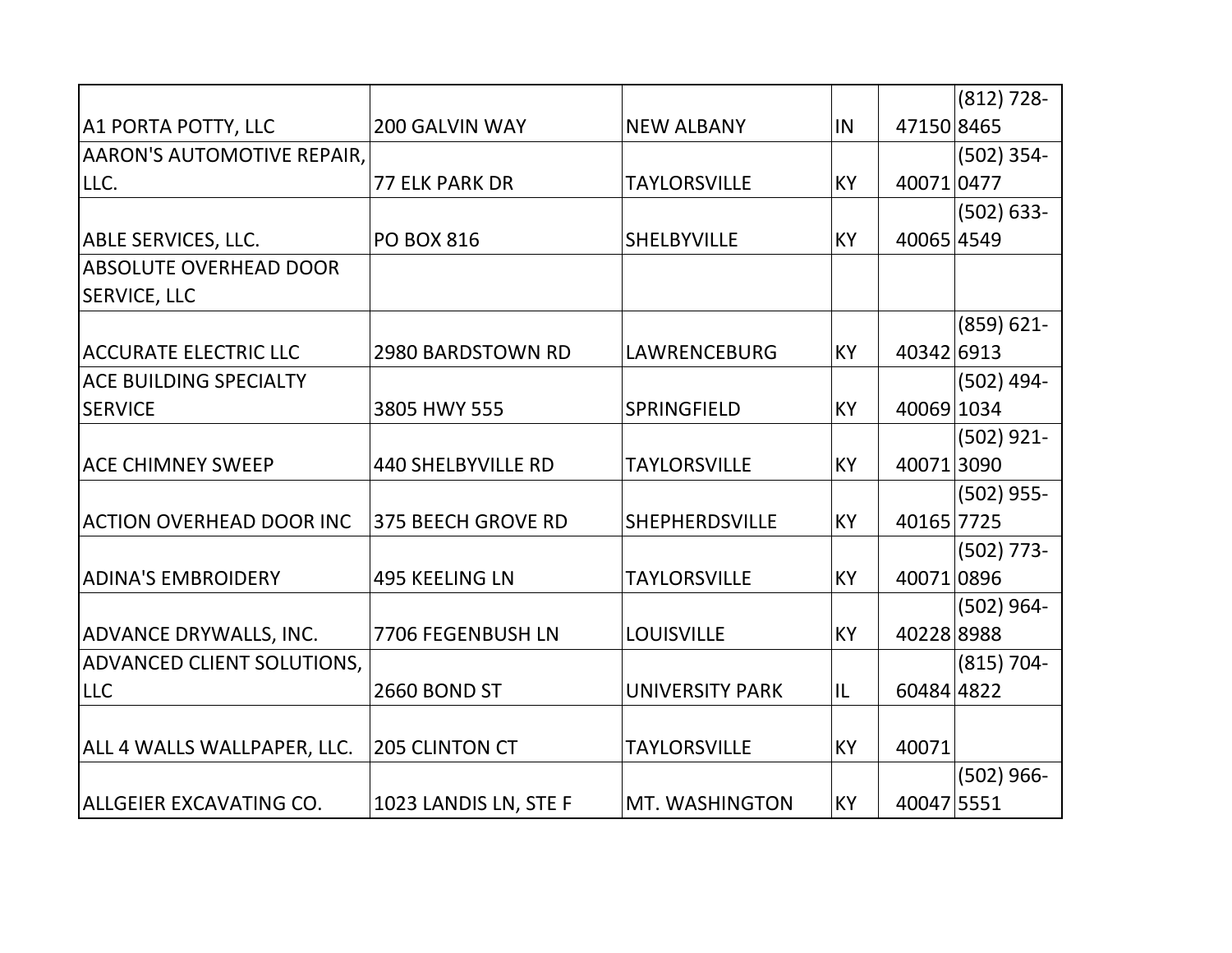| | | | | | |
|---|---|---|---|---|---|
| A1 PORTA POTTY, LLC | 200 GALVIN WAY | NEW ALBANY | IN | 47150 | (812) 728-8465 |
| AARON'S AUTOMOTIVE REPAIR, LLC. | 77 ELK PARK DR | TAYLORSVILLE | KY | 40071 | (502) 354-0477 |
| ABLE SERVICES, LLC. | PO BOX 816 | SHELBYVILLE | KY | 40065 | (502) 633-4549 |
| ABSOLUTE OVERHEAD DOOR SERVICE, LLC | | | | | |
| ACCURATE ELECTRIC LLC | 2980 BARDSTOWN RD | LAWRENCEBURG | KY | 40342 | (859) 621-6913 |
| ACE BUILDING SPECIALTY SERVICE | 3805 HWY 555 | SPRINGFIELD | KY | 40069 | (502) 494-1034 |
| ACE CHIMNEY SWEEP | 440 SHELBYVILLE RD | TAYLORSVILLE | KY | 40071 | (502) 921-3090 |
| ACTION OVERHEAD DOOR INC | 375 BEECH GROVE RD | SHEPHERDSVILLE | KY | 40165 | (502) 955-7725 |
| ADINA'S EMBROIDERY | 495 KEELING LN | TAYLORSVILLE | KY | 40071 | (502) 773-0896 |
| ADVANCE DRYWALLS, INC. | 7706 FEGENBUSH LN | LOUISVILLE | KY | 40228 | (502) 964-8988 |
| ADVANCED CLIENT SOLUTIONS, LLC | 2660 BOND ST | UNIVERSITY PARK | IL | 60484 | (815) 704-4822 |
| ALL 4 WALLS WALLPAPER, LLC. | 205 CLINTON CT | TAYLORSVILLE | KY | 40071 | |
| ALLGEIER EXCAVATING CO. | 1023 LANDIS LN, STE F | MT. WASHINGTON | KY | 40047 | (502) 966-5551 |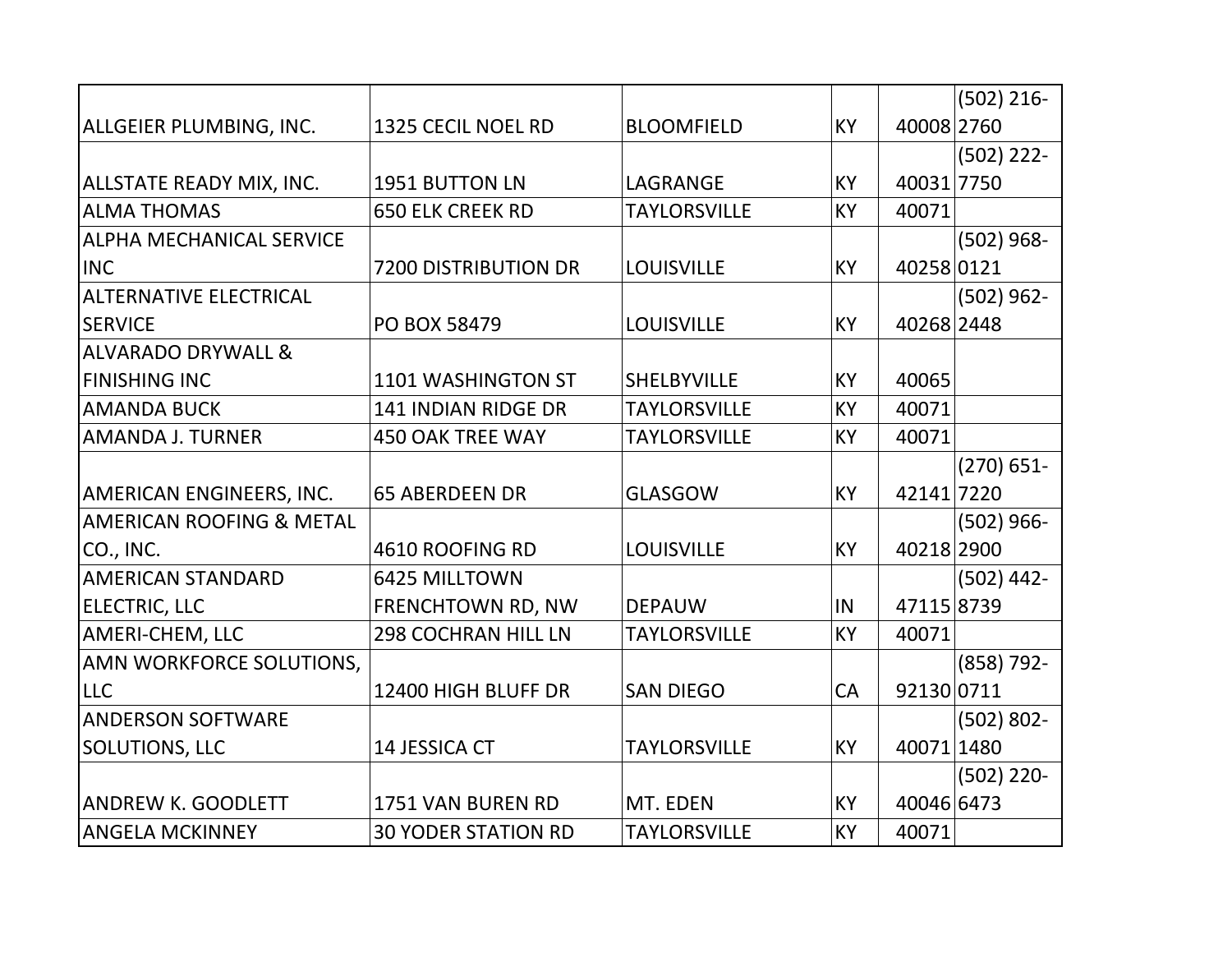| | | | | | |
|---|---|---|---|---|---|
| ALLGEIER PLUMBING, INC. | 1325 CECIL NOEL RD | BLOOMFIELD | KY | 40008 | (502) 216-2760 |
| ALLSTATE READY MIX, INC. | 1951 BUTTON LN | LAGRANGE | KY | 40031 | (502) 222-7750 |
| ALMA THOMAS | 650 ELK CREEK RD | TAYLORSVILLE | KY | 40071 | |
| ALPHA MECHANICAL SERVICE INC | 7200 DISTRIBUTION DR | LOUISVILLE | KY | 40258 | (502) 968-0121 |
| ALTERNATIVE ELECTRICAL SERVICE | PO BOX 58479 | LOUISVILLE | KY | 40268 | (502) 962-2448 |
| ALVARADO DRYWALL & FINISHING INC | 1101 WASHINGTON ST | SHELBYVILLE | KY | 40065 | |
| AMANDA BUCK | 141 INDIAN RIDGE DR | TAYLORSVILLE | KY | 40071 | |
| AMANDA J. TURNER | 450 OAK TREE WAY | TAYLORSVILLE | KY | 40071 | |
| AMERICAN ENGINEERS, INC. | 65 ABERDEEN DR | GLASGOW | KY | 42141 | (270) 651-7220 |
| AMERICAN ROOFING & METAL CO., INC. | 4610 ROOFING RD | LOUISVILLE | KY | 40218 | (502) 966-2900 |
| AMERICAN STANDARD ELECTRIC, LLC | 6425 MILLTOWN FRENCHTOWN RD, NW | DEPAUW | IN | 47115 | (502) 442-8739 |
| AMERI-CHEM, LLC | 298 COCHRAN HILL LN | TAYLORSVILLE | KY | 40071 | |
| AMN WORKFORCE SOLUTIONS, LLC | 12400 HIGH BLUFF DR | SAN DIEGO | CA | 92130 | (858) 792-0711 |
| ANDERSON SOFTWARE SOLUTIONS, LLC | 14 JESSICA CT | TAYLORSVILLE | KY | 40071 | (502) 802-1480 |
| ANDREW K. GOODLETT | 1751 VAN BUREN RD | MT. EDEN | KY | 40046 | (502) 220-6473 |
| ANGELA MCKINNEY | 30 YODER STATION RD | TAYLORSVILLE | KY | 40071 | |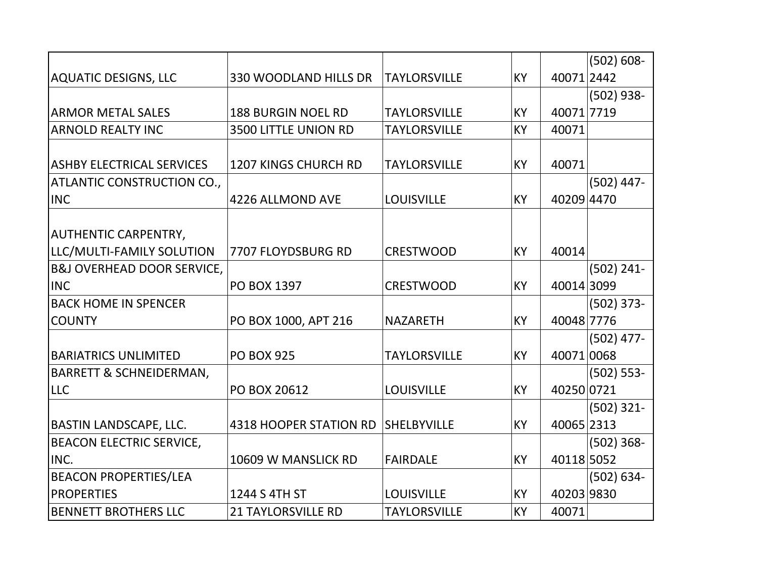| | | | | | |
|---|---|---|---|---|---|
| AQUATIC DESIGNS, LLC | 330 WOODLAND HILLS DR | TAYLORSVILLE | KY | 40071 | (502) 608-2442 |
| ARMOR METAL SALES | 188 BURGIN NOEL RD | TAYLORSVILLE | KY | 40071 | (502) 938-7719 |
| ARNOLD REALTY INC | 3500 LITTLE UNION RD | TAYLORSVILLE | KY | 40071 | |
| ASHBY ELECTRICAL SERVICES | 1207 KINGS CHURCH RD | TAYLORSVILLE | KY | 40071 | |
| ATLANTIC CONSTRUCTION CO., INC | 4226 ALLMOND AVE | LOUISVILLE | KY | 40209 | (502) 447-4470 |
| AUTHENTIC CARPENTRY, LLC/MULTI-FAMILY SOLUTION | 7707 FLOYDSBURG RD | CRESTWOOD | KY | 40014 | |
| B&J OVERHEAD DOOR SERVICE, INC | PO BOX 1397 | CRESTWOOD | KY | 40014 | (502) 241-3099 |
| BACK HOME IN SPENCER COUNTY | PO BOX 1000, APT 216 | NAZARETH | KY | 40048 | (502) 373-7776 |
| BARIATRICS UNLIMITED | PO BOX 925 | TAYLORSVILLE | KY | 40071 | (502) 477-0068 |
| BARRETT & SCHNEIDERMAN, LLC | PO BOX 20612 | LOUISVILLE | KY | 40250 | (502) 553-0721 |
| BASTIN LANDSCAPE, LLC. | 4318 HOOPER STATION RD | SHELBYVILLE | KY | 40065 | (502) 321-2313 |
| BEACON ELECTRIC SERVICE, INC. | 10609 W MANSLICK RD | FAIRDALE | KY | 40118 | (502) 368-5052 |
| BEACON PROPERTIES/LEA PROPERTIES | 1244 S 4TH ST | LOUISVILLE | KY | 40203 | (502) 634-9830 |
| BENNETT BROTHERS LLC | 21 TAYLORSVILLE RD | TAYLORSVILLE | KY | 40071 | |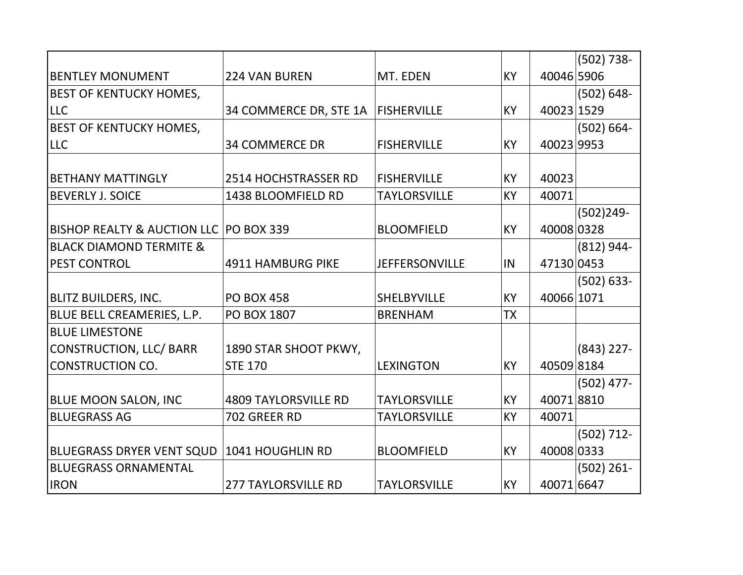| | | | | | |
|---|---|---|---|---|---|
| BENTLEY MONUMENT | 224 VAN BUREN | MT. EDEN | KY | 40046 | (502) 738-5906 |
| BEST OF KENTUCKY HOMES, LLC | 34 COMMERCE DR, STE 1A | FISHERVILLE | KY | 40023 | (502) 648-1529 |
| BEST OF KENTUCKY HOMES, LLC | 34 COMMERCE DR | FISHERVILLE | KY | 40023 | (502) 664-9953 |
| BETHANY MATTINGLY | 2514 HOCHSTRASSER RD | FISHERVILLE | KY | 40023 | |
| BEVERLY J. SOICE | 1438 BLOOMFIELD RD | TAYLORSVILLE | KY | 40071 | |
| BISHOP REALTY & AUCTION LLC | PO BOX 339 | BLOOMFIELD | KY | 40008 | (502)249-0328 |
| BLACK DIAMOND TERMITE & PEST CONTROL | 4911 HAMBURG PIKE | JEFFERSONVILLE | IN | 47130 | (812) 944-0453 |
| BLITZ BUILDERS, INC. | PO BOX 458 | SHELBYVILLE | KY | 40066 | (502) 633-1071 |
| BLUE BELL CREAMERIES, L.P. | PO BOX 1807 | BRENHAM | TX | | |
| BLUE LIMESTONE CONSTRUCTION, LLC/ BARR CONSTRUCTION CO. | 1890 STAR SHOOT PKWY, STE 170 | LEXINGTON | KY | 40509 | (843) 227-8184 |
| BLUE MOON SALON, INC | 4809 TAYLORSVILLE RD | TAYLORSVILLE | KY | 40071 | (502) 477-8810 |
| BLUEGRASS AG | 702 GREER RD | TAYLORSVILLE | KY | 40071 | |
| BLUEGRASS DRYER VENT SQUD | 1041 HOUGHLIN RD | BLOOMFIELD | KY | 40008 | (502) 712-0333 |
| BLUEGRASS ORNAMENTAL IRON | 277 TAYLORSVILLE RD | TAYLORSVILLE | KY | 40071 | (502) 261-6647 |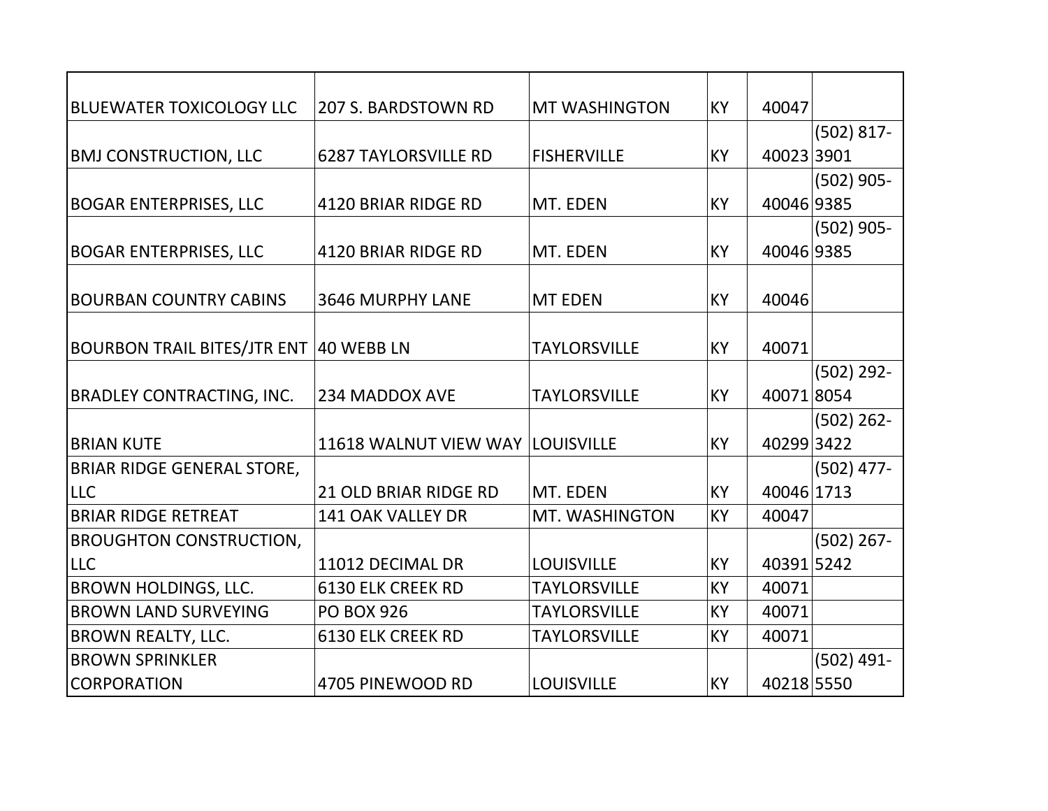| | | | | | |
|---|---|---|---|---|---|
| BLUEWATER TOXICOLOGY LLC | 207 S. BARDSTOWN RD | MT WASHINGTON | KY | 40047 | |
| BMJ CONSTRUCTION, LLC | 6287 TAYLORSVILLE RD | FISHERVILLE | KY | 40023 | (502) 817-3901 |
| BOGAR ENTERPRISES, LLC | 4120 BRIAR RIDGE RD | MT. EDEN | KY | 40046 | (502) 905-9385 |
| BOGAR ENTERPRISES, LLC | 4120 BRIAR RIDGE RD | MT. EDEN | KY | 40046 | (502) 905-9385 |
| BOURBAN COUNTRY CABINS | 3646 MURPHY LANE | MT EDEN | KY | 40046 | |
| BOURBON TRAIL BITES/JTR ENT | 40 WEBB LN | TAYLORSVILLE | KY | 40071 | |
| BRADLEY CONTRACTING, INC. | 234 MADDOX AVE | TAYLORSVILLE | KY | 40071 | (502) 292-8054 |
| BRIAN KUTE | 11618 WALNUT VIEW WAY | LOUISVILLE | KY | 40299 | (502) 262-3422 |
| BRIAR RIDGE GENERAL STORE, LLC | 21 OLD BRIAR RIDGE RD | MT. EDEN | KY | 40046 | (502) 477-1713 |
| BRIAR RIDGE RETREAT | 141 OAK VALLEY DR | MT. WASHINGTON | KY | 40047 | |
| BROUGHTON CONSTRUCTION, LLC | 11012 DECIMAL DR | LOUISVILLE | KY | 40391 | (502) 267-5242 |
| BROWN HOLDINGS, LLC. | 6130 ELK CREEK RD | TAYLORSVILLE | KY | 40071 | |
| BROWN LAND SURVEYING | PO BOX 926 | TAYLORSVILLE | KY | 40071 | |
| BROWN REALTY, LLC. | 6130 ELK CREEK RD | TAYLORSVILLE | KY | 40071 | |
| BROWN SPRINKLER CORPORATION | 4705 PINEWOOD RD | LOUISVILLE | KY | 40218 | (502) 491-5550 |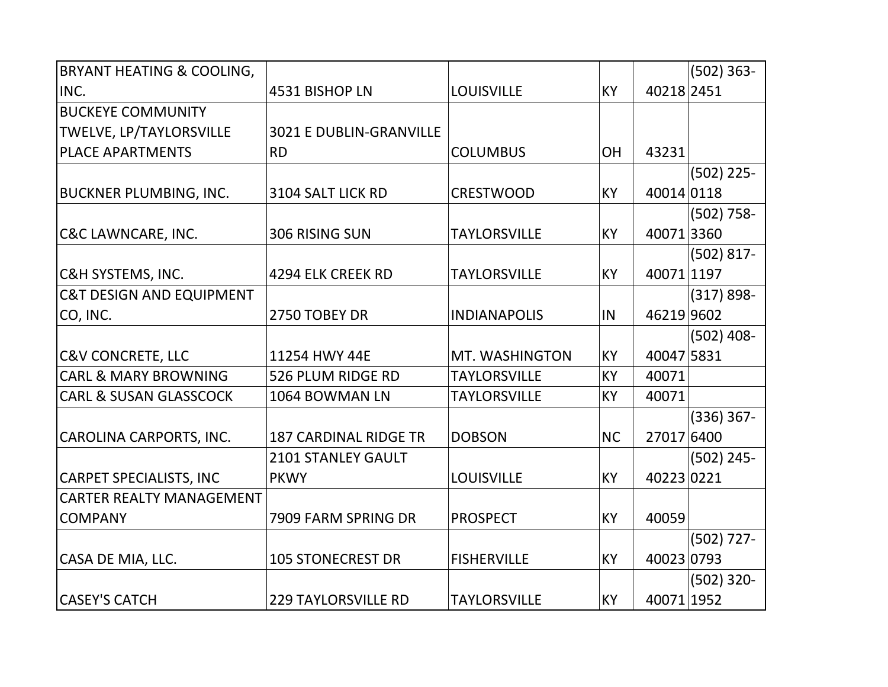| | | | | | |
|---|---|---|---|---|---|
| BRYANT HEATING & COOLING, INC. | 4531 BISHOP LN | LOUISVILLE | KY | 40218 | (502) 363-2451 |
| BUCKEYE COMMUNITY TWELVE, LP/TAYLORSVILLE PLACE APARTMENTS | 3021 E DUBLIN-GRANVILLE RD | COLUMBUS | OH | 43231 | |
| BUCKNER PLUMBING, INC. | 3104 SALT LICK RD | CRESTWOOD | KY | 40014 | (502) 225-0118 |
| C&C LAWNCARE, INC. | 306 RISING SUN | TAYLORSVILLE | KY | 40071 | (502) 758-3360 |
| C&H SYSTEMS, INC. | 4294 ELK CREEK RD | TAYLORSVILLE | KY | 40071 | (502) 817-1197 |
| C&T DESIGN AND EQUIPMENT CO, INC. | 2750 TOBEY DR | INDIANAPOLIS | IN | 46219 | (317) 898-9602 |
| C&V CONCRETE, LLC | 11254 HWY 44E | MT. WASHINGTON | KY | 40047 | (502) 408-5831 |
| CARL & MARY BROWNING | 526 PLUM RIDGE RD | TAYLORSVILLE | KY | 40071 | |
| CARL & SUSAN GLASSCOCK | 1064 BOWMAN LN | TAYLORSVILLE | KY | 40071 | |
| CAROLINA CARPORTS, INC. | 187 CARDINAL RIDGE TR | DOBSON | NC | 27017 | (336) 367-6400 |
| CARPET SPECIALISTS, INC | 2101 STANLEY GAULT PKWY | LOUISVILLE | KY | 40223 | (502) 245-0221 |
| CARTER REALTY MANAGEMENT COMPANY | 7909 FARM SPRING DR | PROSPECT | KY | 40059 | |
| CASA DE MIA, LLC. | 105 STONECREST DR | FISHERVILLE | KY | 40023 | (502) 727-0793 |
| CASEY'S CATCH | 229 TAYLORSVILLE RD | TAYLORSVILLE | KY | 40071 | (502) 320-1952 |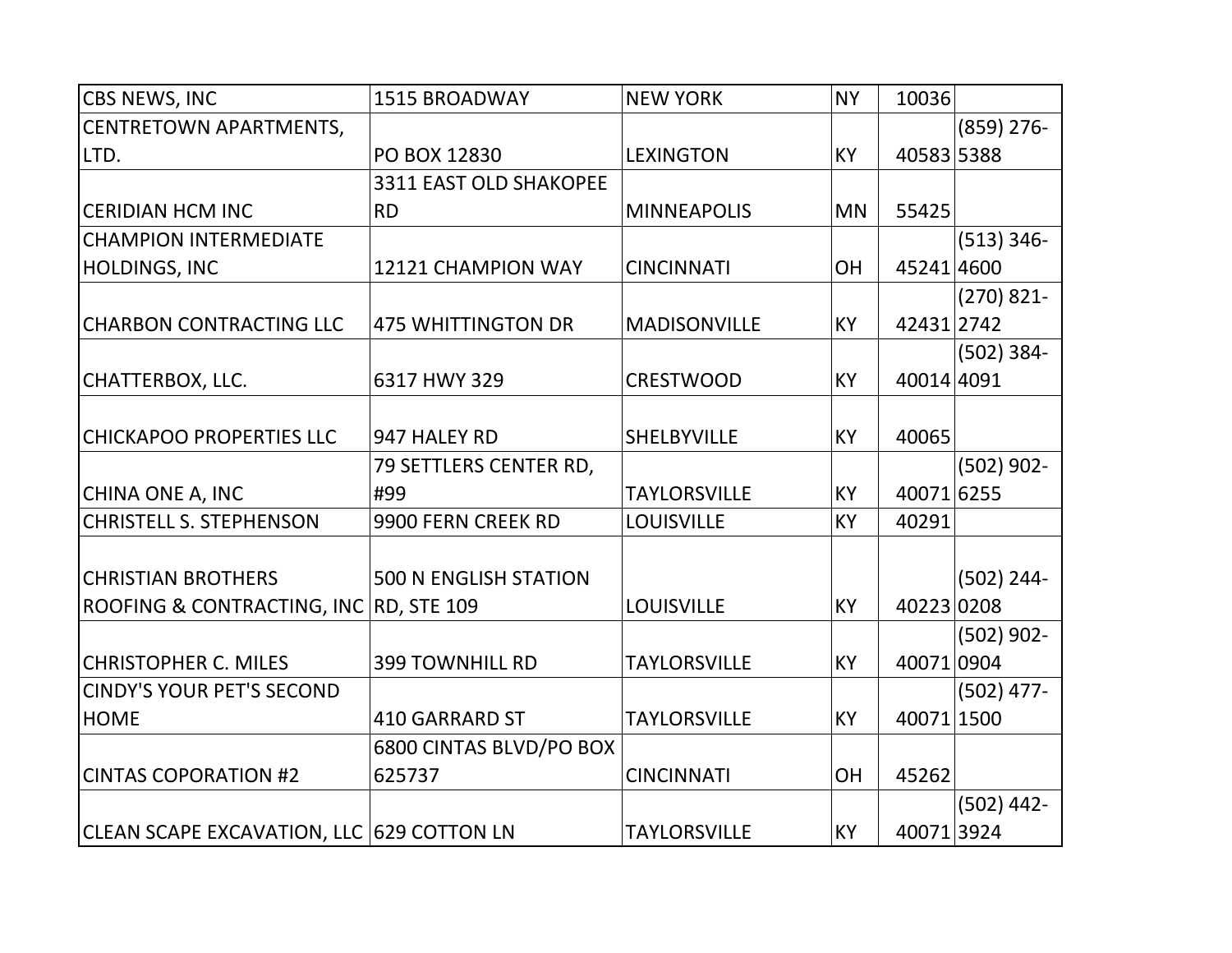| | | | | | |
|---|---|---|---|---|---|
| CBS NEWS, INC | 1515 BROADWAY | NEW YORK | NY | 10036 | |
| CENTRETOWN APARTMENTS, LTD. | PO BOX 12830 | LEXINGTON | KY | 40583 | (859) 276-5388 |
| CERIDIAN HCM INC | 3311 EAST OLD SHAKOPEE RD | MINNEAPOLIS | MN | 55425 | |
| CHAMPION INTERMEDIATE HOLDINGS, INC | 12121 CHAMPION WAY | CINCINNATI | OH | 45241 | (513) 346-4600 |
| CHARBON CONTRACTING LLC | 475 WHITTINGTON DR | MADISONVILLE | KY | 42431 | (270) 821-2742 |
| CHATTERBOX, LLC. | 6317 HWY 329 | CRESTWOOD | KY | 40014 | (502) 384-4091 |
| CHICKAPOO PROPERTIES LLC | 947 HALEY RD | SHELBYVILLE | KY | 40065 | |
| CHINA ONE A, INC | 79 SETTLERS CENTER RD, #99 | TAYLORSVILLE | KY | 40071 | (502) 902-6255 |
| CHRISTELL S. STEPHENSON | 9900 FERN CREEK RD | LOUISVILLE | KY | 40291 | |
| CHRISTIAN BROTHERS ROOFING & CONTRACTING, INC | 500 N ENGLISH STATION RD, STE 109 | LOUISVILLE | KY | 40223 | (502) 244-0208 |
| CHRISTOPHER C. MILES | 399 TOWNHILL RD | TAYLORSVILLE | KY | 40071 | (502) 902-0904 |
| CINDY'S YOUR PET'S SECOND HOME | 410 GARRARD ST | TAYLORSVILLE | KY | 40071 | (502) 477-1500 |
| CINTAS COPORATION #2 | 6800 CINTAS BLVD/PO BOX 625737 | CINCINNATI | OH | 45262 | |
| CLEAN SCAPE EXCAVATION, LLC | 629 COTTON LN | TAYLORSVILLE | KY | 40071 | (502) 442-3924 |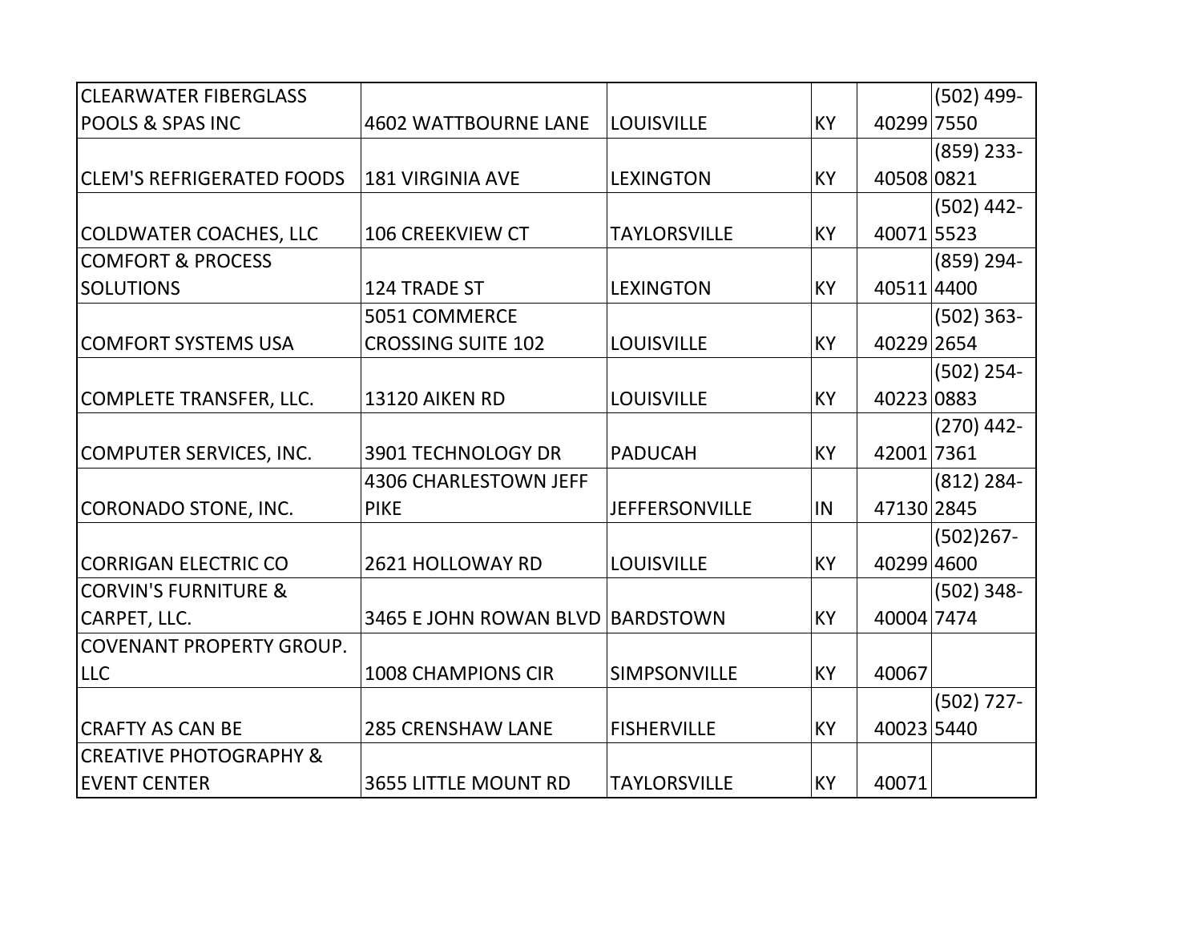| | | | | | |
|---|---|---|---|---|---|
| CLEARWATER FIBERGLASS POOLS & SPAS INC | 4602 WATTBOURNE LANE | LOUISVILLE | KY | 40299 | (502) 499-7550 |
| CLEM'S REFRIGERATED FOODS | 181 VIRGINIA AVE | LEXINGTON | KY | 40508 | (859) 233-0821 |
| COLDWATER COACHES, LLC | 106 CREEKVIEW CT | TAYLORSVILLE | KY | 40071 | (502) 442-5523 |
| COMFORT & PROCESS SOLUTIONS | 124 TRADE ST | LEXINGTON | KY | 40511 | (859) 294-4400 |
| COMFORT SYSTEMS USA | 5051 COMMERCE CROSSING SUITE 102 | LOUISVILLE | KY | 40229 | (502) 363-2654 |
| COMPLETE TRANSFER, LLC. | 13120 AIKEN RD | LOUISVILLE | KY | 40223 | (502) 254-0883 |
| COMPUTER SERVICES, INC. | 3901 TECHNOLOGY DR | PADUCAH | KY | 42001 | (270) 442-7361 |
| CORONADO STONE, INC. | 4306 CHARLESTOWN JEFF PIKE | JEFFERSONVILLE | IN | 47130 | (812) 284-2845 |
| CORRIGAN ELECTRIC CO | 2621 HOLLOWAY RD | LOUISVILLE | KY | 40299 | (502)267-4600 |
| CORVIN'S FURNITURE & CARPET, LLC. | 3465 E JOHN ROWAN BLVD | BARDSTOWN | KY | 40004 | (502) 348-7474 |
| COVENANT PROPERTY GROUP. LLC | 1008 CHAMPIONS CIR | SIMPSONVILLE | KY | 40067 | |
| CRAFTY AS CAN BE | 285 CRENSHAW LANE | FISHERVILLE | KY | 40023 | (502) 727-5440 |
| CREATIVE PHOTOGRAPHY & EVENT CENTER | 3655 LITTLE MOUNT RD | TAYLORSVILLE | KY | 40071 | |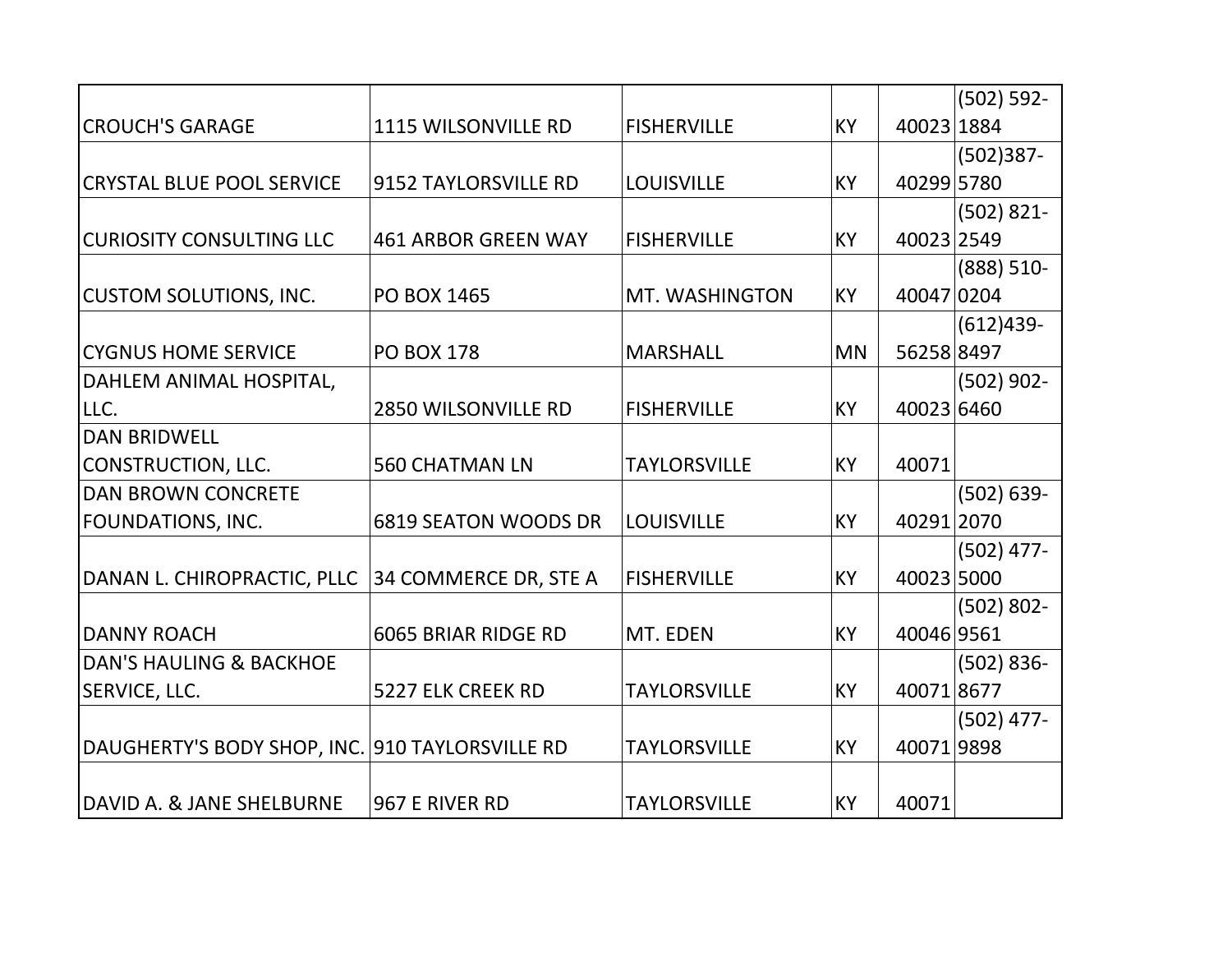| | | | | | |
|---|---|---|---|---|---|
| CROUCH'S GARAGE | 1115 WILSONVILLE RD | FISHERVILLE | KY | 40023 | (502) 592-1884 |
| CRYSTAL BLUE POOL SERVICE | 9152 TAYLORSVILLE RD | LOUISVILLE | KY | 40299 | (502)387-5780 |
| CURIOSITY CONSULTING LLC | 461 ARBOR GREEN WAY | FISHERVILLE | KY | 40023 | (502) 821-2549 |
| CUSTOM SOLUTIONS, INC. | PO BOX 1465 | MT. WASHINGTON | KY | 40047 | (888) 510-0204 |
| CYGNUS HOME SERVICE | PO BOX 178 | MARSHALL | MN | 56258 | (612)439-8497 |
| DAHLEM ANIMAL HOSPITAL, LLC. | 2850 WILSONVILLE RD | FISHERVILLE | KY | 40023 | (502) 902-6460 |
| DAN BRIDWELL CONSTRUCTION, LLC. | 560 CHATMAN LN | TAYLORSVILLE | KY | 40071 | |
| DAN BROWN CONCRETE FOUNDATIONS, INC. | 6819 SEATON WOODS DR | LOUISVILLE | KY | 40291 | (502) 639-2070 |
| DANAN L. CHIROPRACTIC, PLLC | 34 COMMERCE DR, STE A | FISHERVILLE | KY | 40023 | (502) 477-5000 |
| DANNY ROACH | 6065 BRIAR RIDGE RD | MT. EDEN | KY | 40046 | (502) 802-9561 |
| DAN'S HAULING & BACKHOE SERVICE, LLC. | 5227 ELK CREEK RD | TAYLORSVILLE | KY | 40071 | (502) 836-8677 |
| DAUGHERTY'S BODY SHOP, INC. | 910 TAYLORSVILLE RD | TAYLORSVILLE | KY | 40071 | (502) 477-9898 |
| DAVID A. & JANE SHELBURNE | 967 E RIVER RD | TAYLORSVILLE | KY | 40071 | |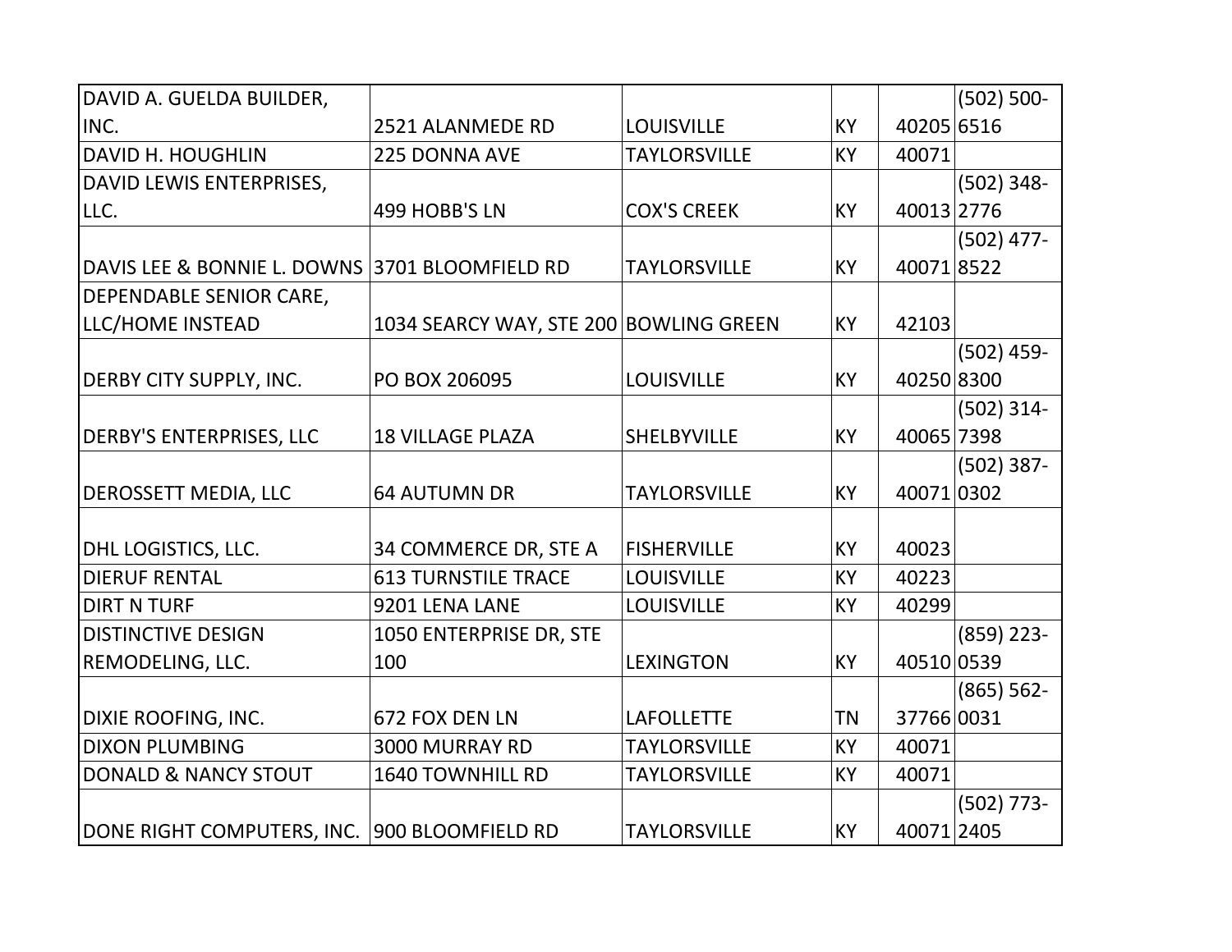| | | | | | |
|---|---|---|---|---|---|
| DAVID A. GUELDA BUILDER, INC. | 2521 ALANMEDE RD | LOUISVILLE | KY | 40205 | (502) 500-6516 |
| DAVID H. HOUGHLIN | 225 DONNA AVE | TAYLORSVILLE | KY | 40071 | |
| DAVID LEWIS ENTERPRISES, LLC. | 499 HOBB'S LN | COX'S CREEK | KY | 40013 | (502) 348-2776 |
| DAVIS LEE & BONNIE L. DOWNS | 3701 BLOOMFIELD RD | TAYLORSVILLE | KY | 40071 | (502) 477-8522 |
| DEPENDABLE SENIOR CARE, LLC/HOME INSTEAD | 1034 SEARCY WAY, STE 200 | BOWLING GREEN | KY | 42103 | |
| DERBY CITY SUPPLY, INC. | PO BOX 206095 | LOUISVILLE | KY | 40250 | (502) 459-8300 |
| DERBY'S ENTERPRISES, LLC | 18 VILLAGE PLAZA | SHELBYVILLE | KY | 40065 | (502) 314-7398 |
| DEROSSETT MEDIA, LLC | 64 AUTUMN DR | TAYLORSVILLE | KY | 40071 | (502) 387-0302 |
| DHL LOGISTICS, LLC. | 34 COMMERCE DR, STE A | FISHERVILLE | KY | 40023 | |
| DIERUF RENTAL | 613 TURNSTILE TRACE | LOUISVILLE | KY | 40223 | |
| DIRT N TURF | 9201 LENA LANE | LOUISVILLE | KY | 40299 | |
| DISTINCTIVE DESIGN REMODELING, LLC. | 1050 ENTERPRISE DR, STE 100 | LEXINGTON | KY | 40510 | (859) 223-0539 |
| DIXIE ROOFING, INC. | 672 FOX DEN LN | LAFOLLETTE | TN | 37766 | (865) 562-0031 |
| DIXON PLUMBING | 3000 MURRAY RD | TAYLORSVILLE | KY | 40071 | |
| DONALD & NANCY STOUT | 1640 TOWNHILL RD | TAYLORSVILLE | KY | 40071 | |
| DONE RIGHT COMPUTERS, INC. | 900 BLOOMFIELD RD | TAYLORSVILLE | KY | 40071 | (502) 773-2405 |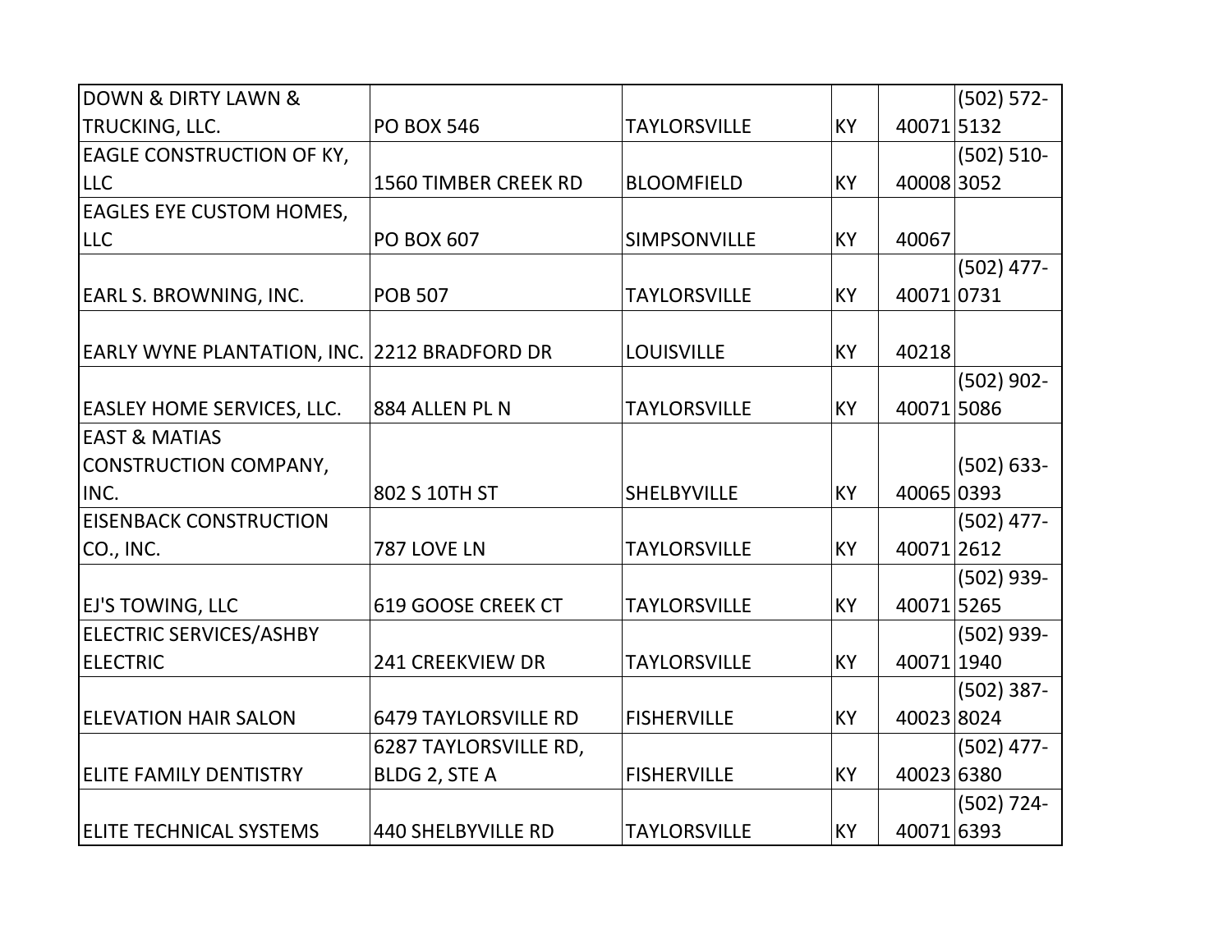| | | | | | |
|---|---|---|---|---|---|
| DOWN & DIRTY LAWN & TRUCKING, LLC. | PO BOX 546 | TAYLORSVILLE | KY | 40071 | (502) 572-5132 |
| EAGLE CONSTRUCTION OF KY, LLC | 1560 TIMBER CREEK RD | BLOOMFIELD | KY | 40008 | (502) 510-3052 |
| EAGLES EYE CUSTOM HOMES, LLC | PO BOX 607 | SIMPSONVILLE | KY | 40067 | |
| EARL S. BROWNING, INC. | POB 507 | TAYLORSVILLE | KY | 40071 | (502) 477-0731 |
| EARLY WYNE PLANTATION, INC. | 2212 BRADFORD DR | LOUISVILLE | KY | 40218 | |
| EASLEY HOME SERVICES, LLC. | 884 ALLEN PL N | TAYLORSVILLE | KY | 40071 | (502) 902-5086 |
| EAST & MATIAS CONSTRUCTION COMPANY, INC. | 802 S 10TH ST | SHELBYVILLE | KY | 40065 | (502) 633-0393 |
| EISENBACK CONSTRUCTION CO., INC. | 787 LOVE LN | TAYLORSVILLE | KY | 40071 | (502) 477-2612 |
| EJ'S TOWING, LLC | 619 GOOSE CREEK CT | TAYLORSVILLE | KY | 40071 | (502) 939-5265 |
| ELECTRIC SERVICES/ASHBY ELECTRIC | 241 CREEKVIEW DR | TAYLORSVILLE | KY | 40071 | (502) 939-1940 |
| ELEVATION HAIR SALON | 6479 TAYLORSVILLE RD | FISHERVILLE | KY | 40023 | (502) 387-8024 |
| ELITE FAMILY DENTISTRY | 6287 TAYLORSVILLE RD, BLDG 2, STE A | FISHERVILLE | KY | 40023 | (502) 477-6380 |
| ELITE TECHNICAL SYSTEMS | 440 SHELBYVILLE RD | TAYLORSVILLE | KY | 40071 | (502) 724-6393 |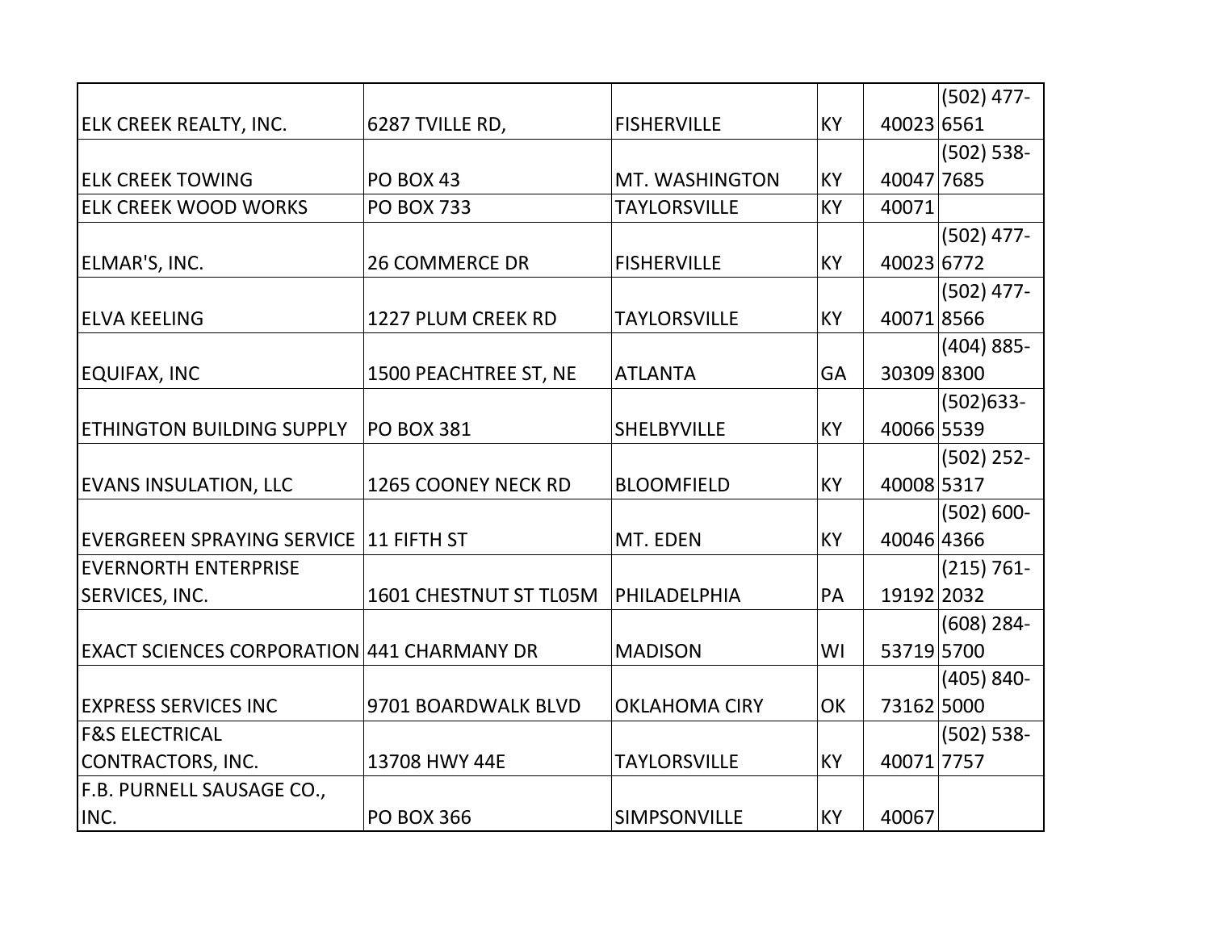| | | | | | |
|---|---|---|---|---|---|
| ELK CREEK REALTY, INC. | 6287 TVILLE RD, | FISHERVILLE | KY | 40023 | (502) 477-6561 |
| ELK CREEK TOWING | PO BOX 43 | MT. WASHINGTON | KY | 40047 | (502) 538-7685 |
| ELK CREEK WOOD WORKS | PO BOX 733 | TAYLORSVILLE | KY | 40071 | |
| ELMAR'S, INC. | 26 COMMERCE DR | FISHERVILLE | KY | 40023 | (502) 477-6772 |
| ELVA KEELING | 1227 PLUM CREEK RD | TAYLORSVILLE | KY | 40071 | (502) 477-8566 |
| EQUIFAX, INC | 1500 PEACHTREE ST, NE | ATLANTA | GA | 30309 | (404) 885-8300 |
| ETHINGTON BUILDING SUPPLY | PO BOX 381 | SHELBYVILLE | KY | 40066 | (502)633-5539 |
| EVANS INSULATION, LLC | 1265 COONEY NECK RD | BLOOMFIELD | KY | 40008 | (502) 252-5317 |
| EVERGREEN SPRAYING SERVICE | 11 FIFTH ST | MT. EDEN | KY | 40046 | (502) 600-4366 |
| EVERNORTH ENTERPRISE SERVICES, INC. | 1601 CHESTNUT ST TL05M | PHILADELPHIA | PA | 19192 | (215) 761-2032 |
| EXACT SCIENCES CORPORATION | 441 CHARMANY DR | MADISON | WI | 53719 | (608) 284-5700 |
| EXPRESS SERVICES INC | 9701 BOARDWALK BLVD | OKLAHOMA CIRY | OK | 73162 | (405) 840-5000 |
| F&S ELECTRICAL CONTRACTORS, INC. | 13708 HWY 44E | TAYLORSVILLE | KY | 40071 | (502) 538-7757 |
| F.B. PURNELL SAUSAGE CO., INC. | PO BOX 366 | SIMPSONVILLE | KY | 40067 | |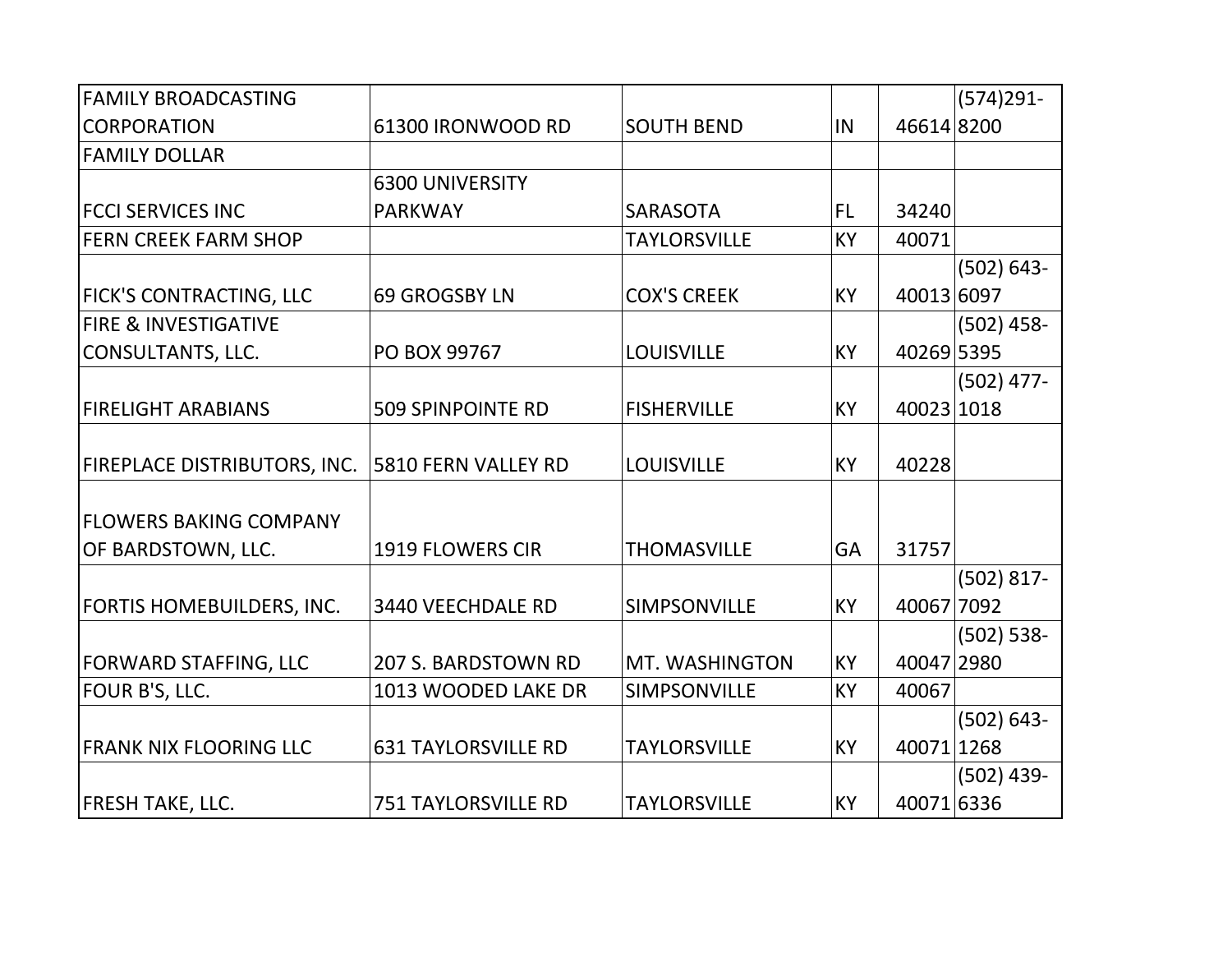| | | | | | |
|---|---|---|---|---|---|
| FAMILY BROADCASTING CORPORATION | 61300 IRONWOOD RD | SOUTH BEND | IN | 46614 | (574)291-8200 |
| FAMILY DOLLAR | | | | | |
| FCCI SERVICES INC | 6300 UNIVERSITY PARKWAY | SARASOTA | FL | 34240 | |
| FERN CREEK FARM SHOP | | TAYLORSVILLE | KY | 40071 | |
| FICK'S CONTRACTING, LLC | 69 GROGSBY LN | COX'S CREEK | KY | 40013 | (502) 643-6097 |
| FIRE & INVESTIGATIVE CONSULTANTS, LLC. | PO BOX 99767 | LOUISVILLE | KY | 40269 | (502) 458-5395 |
| FIRELIGHT ARABIANS | 509 SPINPOINTE RD | FISHERVILLE | KY | 40023 | (502) 477-1018 |
| FIREPLACE DISTRIBUTORS, INC. | 5810 FERN VALLEY RD | LOUISVILLE | KY | 40228 | |
| FLOWERS BAKING COMPANY OF BARDSTOWN, LLC. | 1919 FLOWERS CIR | THOMASVILLE | GA | 31757 | |
| FORTIS HOMEBUILDERS, INC. | 3440 VEECHDALE RD | SIMPSONVILLE | KY | 40067 | (502) 817-7092 |
| FORWARD STAFFING, LLC | 207 S. BARDSTOWN RD | MT. WASHINGTON | KY | 40047 | (502) 538-2980 |
| FOUR B'S, LLC. | 1013 WOODED LAKE DR | SIMPSONVILLE | KY | 40067 | |
| FRANK NIX FLOORING LLC | 631 TAYLORSVILLE RD | TAYLORSVILLE | KY | 40071 | (502) 643-1268 |
| FRESH TAKE, LLC. | 751 TAYLORSVILLE RD | TAYLORSVILLE | KY | 40071 | (502) 439-6336 |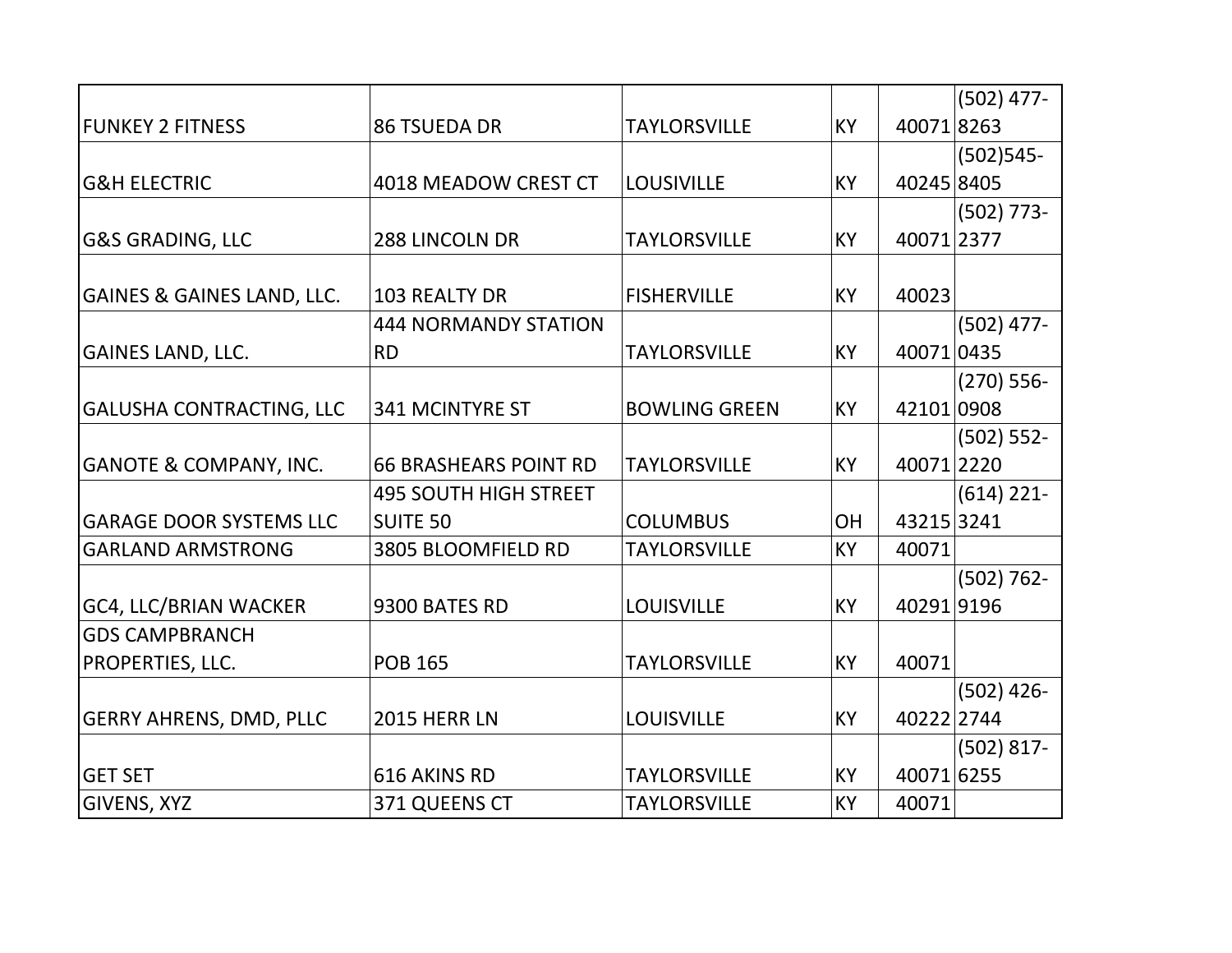| | | | | | |
|---|---|---|---|---|---|
| FUNKEY 2 FITNESS | 86 TSUEDA DR | TAYLORSVILLE | KY | 40071 | (502) 477-8263 |
| G&H ELECTRIC | 4018 MEADOW CREST CT | LOUSIVILLE | KY | 40245 | (502)545-8405 |
| G&S GRADING, LLC | 288 LINCOLN DR | TAYLORSVILLE | KY | 40071 | (502) 773-2377 |
| GAINES & GAINES LAND, LLC. | 103 REALTY DR | FISHERVILLE | KY | 40023 | |
| GAINES LAND, LLC. | 444 NORMANDY STATION RD | TAYLORSVILLE | KY | 40071 | (502) 477-0435 |
| GALUSHA CONTRACTING, LLC | 341 MCINTYRE ST | BOWLING GREEN | KY | 42101 | (270) 556-0908 |
| GANOTE & COMPANY, INC. | 66 BRASHEARS POINT RD | TAYLORSVILLE | KY | 40071 | (502) 552-2220 |
| GARAGE DOOR SYSTEMS LLC | 495 SOUTH HIGH STREET SUITE 50 | COLUMBUS | OH | 43215 | (614) 221-3241 |
| GARLAND ARMSTRONG | 3805 BLOOMFIELD RD | TAYLORSVILLE | KY | 40071 | |
| GC4, LLC/BRIAN WACKER | 9300 BATES RD | LOUISVILLE | KY | 40291 | (502) 762-9196 |
| GDS CAMPBRANCH PROPERTIES, LLC. | POB 165 | TAYLORSVILLE | KY | 40071 | |
| GERRY AHRENS, DMD, PLLC | 2015 HERR LN | LOUISVILLE | KY | 40222 | (502) 426-2744 |
| GET SET | 616 AKINS RD | TAYLORSVILLE | KY | 40071 | (502) 817-6255 |
| GIVENS, XYZ | 371 QUEENS CT | TAYLORSVILLE | KY | 40071 | |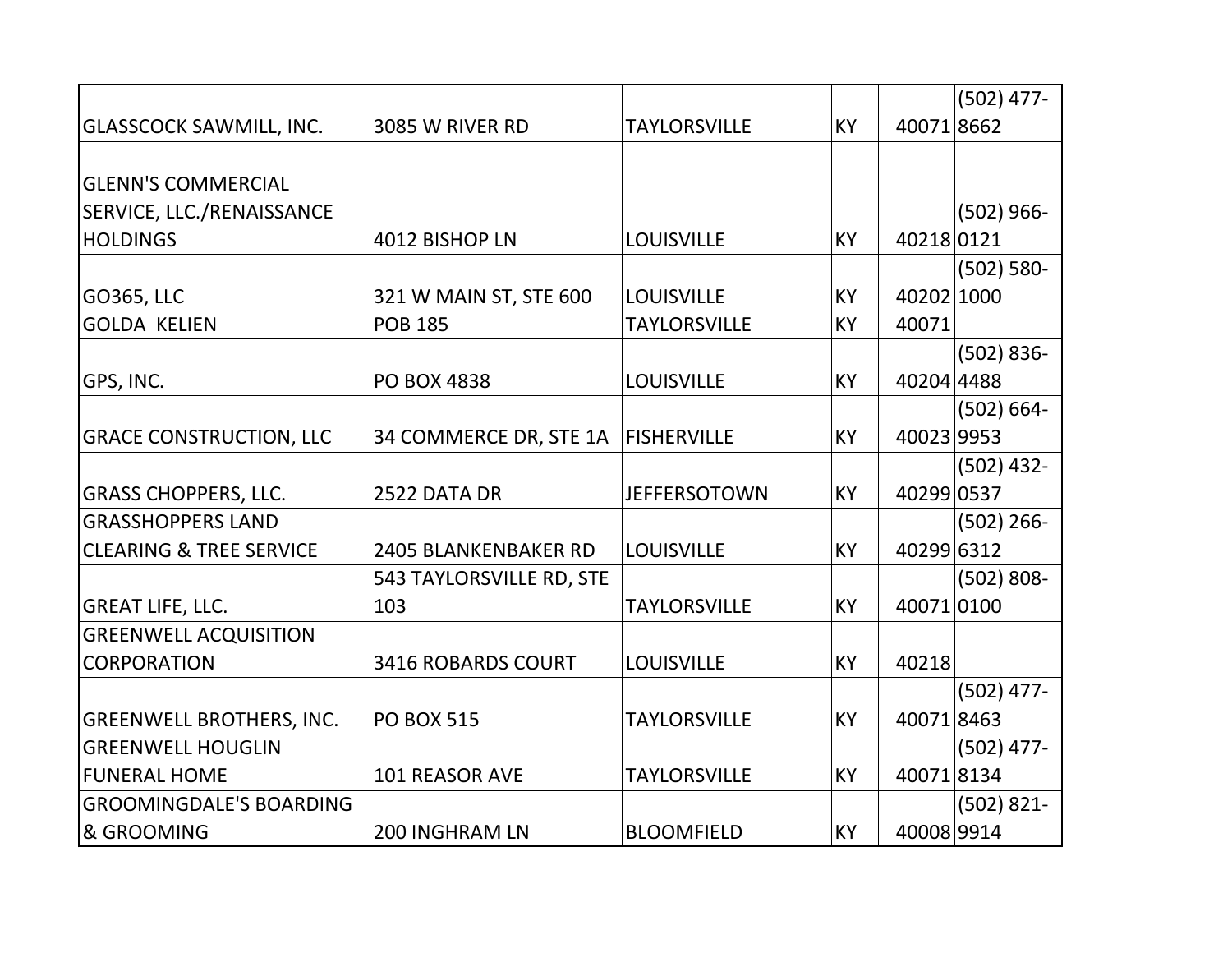| | | | | | |
|---|---|---|---|---|---|
| GLASSCOCK SAWMILL, INC. | 3085 W RIVER RD | TAYLORSVILLE | KY | 40071 | (502) 477-8662 |
| GLENN'S COMMERCIAL SERVICE, LLC./RENAISSANCE HOLDINGS | 4012 BISHOP LN | LOUISVILLE | KY | 40218 | (502) 966-0121 |
| GO365, LLC | 321 W MAIN ST, STE 600 | LOUISVILLE | KY | 40202 | (502) 580-1000 |
| GOLDA KELIEN | POB 185 | TAYLORSVILLE | KY | 40071 | |
| GPS, INC. | PO BOX 4838 | LOUISVILLE | KY | 40204 | (502) 836-4488 |
| GRACE CONSTRUCTION, LLC | 34 COMMERCE DR, STE 1A | FISHERVILLE | KY | 40023 | (502) 664-9953 |
| GRASS CHOPPERS, LLC. | 2522 DATA DR | JEFFERSOTOWN | KY | 40299 | (502) 432-0537 |
| GRASSHOPPERS LAND CLEARING & TREE SERVICE | 2405 BLANKENBAKER RD | LOUISVILLE | KY | 40299 | (502) 266-6312 |
| GREAT LIFE, LLC. | 543 TAYLORSVILLE RD, STE 103 | TAYLORSVILLE | KY | 40071 | (502) 808-0100 |
| GREENWELL ACQUISITION CORPORATION | 3416 ROBARDS COURT | LOUISVILLE | KY | 40218 | |
| GREENWELL BROTHERS, INC. | PO BOX 515 | TAYLORSVILLE | KY | 40071 | (502) 477-8463 |
| GREENWELL HOUGLIN FUNERAL HOME | 101 REASOR AVE | TAYLORSVILLE | KY | 40071 | (502) 477-8134 |
| GROOMINGDALE'S BOARDING & GROOMING | 200 INGHRAM LN | BLOOMFIELD | KY | 40008 | (502) 821-9914 |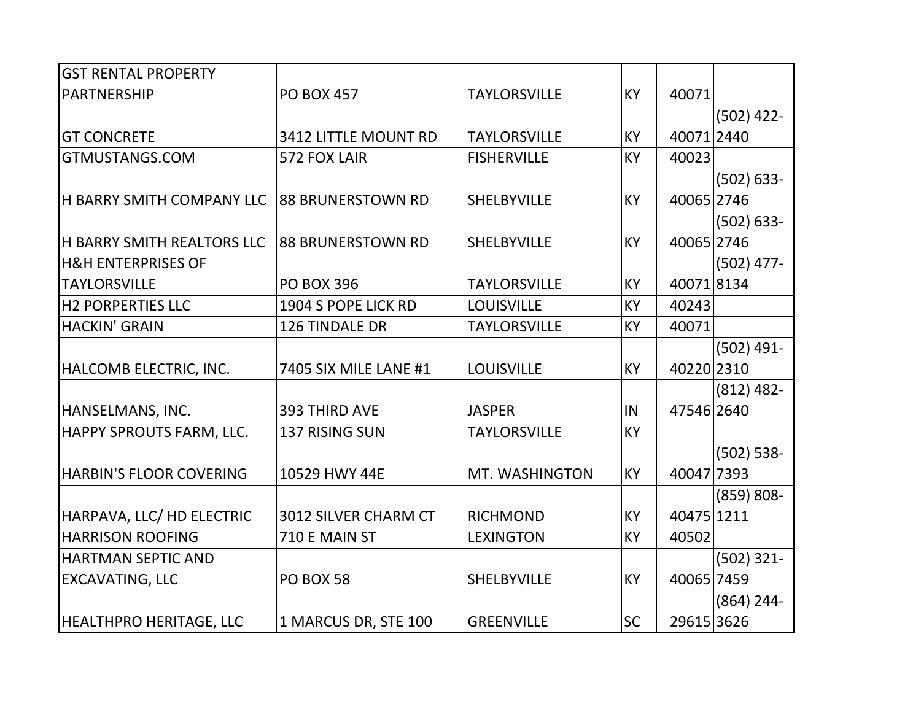| | | | | | |
|---|---|---|---|---|---|
| GST RENTAL PROPERTY PARTNERSHIP | PO BOX 457 | TAYLORSVILLE | KY | 40071 | |
| GT CONCRETE | 3412 LITTLE MOUNT RD | TAYLORSVILLE | KY | 40071 | (502) 422-2440 |
| GTMUSTANGS.COM | 572 FOX LAIR | FISHERVILLE | KY | 40023 | |
| H BARRY SMITH COMPANY LLC | 88 BRUNERSTOWN RD | SHELBYVILLE | KY | 40065 | (502) 633-2746 |
| H BARRY SMITH REALTORS LLC | 88 BRUNERSTOWN RD | SHELBYVILLE | KY | 40065 | (502) 633-2746 |
| H&H ENTERPRISES OF TAYLORSVILLE | PO BOX 396 | TAYLORSVILLE | KY | 40071 | (502) 477-8134 |
| H2 PORPERTIES LLC | 1904 S POPE LICK RD | LOUISVILLE | KY | 40243 | |
| HACKIN' GRAIN | 126 TINDALE DR | TAYLORSVILLE | KY | 40071 | |
| HALCOMB ELECTRIC, INC. | 7405 SIX MILE LANE #1 | LOUISVILLE | KY | 40220 | (502) 491-2310 |
| HANSELMANS, INC. | 393 THIRD AVE | JASPER | IN | 47546 | (812) 482-2640 |
| HAPPY SPROUTS FARM, LLC. | 137 RISING SUN | TAYLORSVILLE | KY | | |
| HARBIN'S FLOOR COVERING | 10529 HWY 44E | MT. WASHINGTON | KY | 40047 | (502) 538-7393 |
| HARPAVA, LLC/ HD ELECTRIC | 3012 SILVER CHARM CT | RICHMOND | KY | 40475 | (859) 808-1211 |
| HARRISON ROOFING | 710 E MAIN ST | LEXINGTON | KY | 40502 | |
| HARTMAN SEPTIC AND EXCAVATING, LLC | PO BOX 58 | SHELBYVILLE | KY | 40065 | (502) 321-7459 |
| HEALTHPRO HERITAGE, LLC | 1 MARCUS DR, STE 100 | GREENVILLE | SC | 29615 | (864) 244-3626 |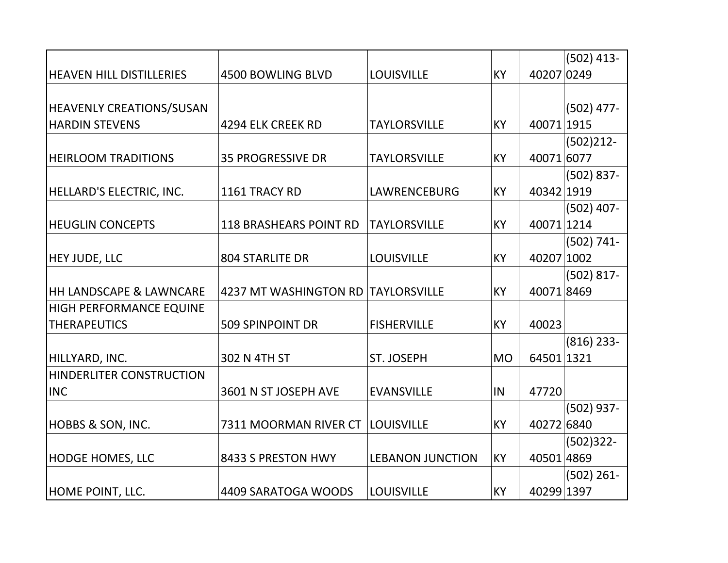| | | | | | |
|---|---|---|---|---|---|
| HEAVEN HILL DISTILLERIES | 4500 BOWLING BLVD | LOUISVILLE | KY | 40207 | (502) 413-0249 |
| HEAVENLY CREATIONS/SUSAN HARDIN STEVENS | 4294 ELK CREEK RD | TAYLORSVILLE | KY | 40071 | (502) 477-1915 |
| HEIRLOOM TRADITIONS | 35 PROGRESSIVE DR | TAYLORSVILLE | KY | 40071 | (502)212-6077 |
| HELLARD'S ELECTRIC, INC. | 1161 TRACY RD | LAWRENCEBURG | KY | 40342 | (502) 837-1919 |
| HEUGLIN CONCEPTS | 118 BRASHEARS POINT RD | TAYLORSVILLE | KY | 40071 | (502) 407-1214 |
| HEY JUDE, LLC | 804 STARLITE DR | LOUISVILLE | KY | 40207 | (502) 741-1002 |
| HH LANDSCAPE & LAWNCARE | 4237 MT WASHINGTON RD | TAYLORSVILLE | KY | 40071 | (502) 817-8469 |
| HIGH PERFORMANCE EQUINE THERAPEUTICS | 509 SPINPOINT DR | FISHERVILLE | KY | 40023 | |
| HILLYARD, INC. | 302 N 4TH ST | ST. JOSEPH | MO | 64501 | (816) 233-1321 |
| HINDERLITER CONSTRUCTION INC | 3601 N ST JOSEPH AVE | EVANSVILLE | IN | 47720 | |
| HOBBS & SON, INC. | 7311 MOORMAN RIVER CT | LOUISVILLE | KY | 40272 | (502) 937-6840 |
| HODGE HOMES, LLC | 8433 S PRESTON HWY | LEBANON JUNCTION | KY | 40501 | (502)322-4869 |
| HOME POINT, LLC. | 4409 SARATOGA WOODS | LOUISVILLE | KY | 40299 | (502) 261-1397 |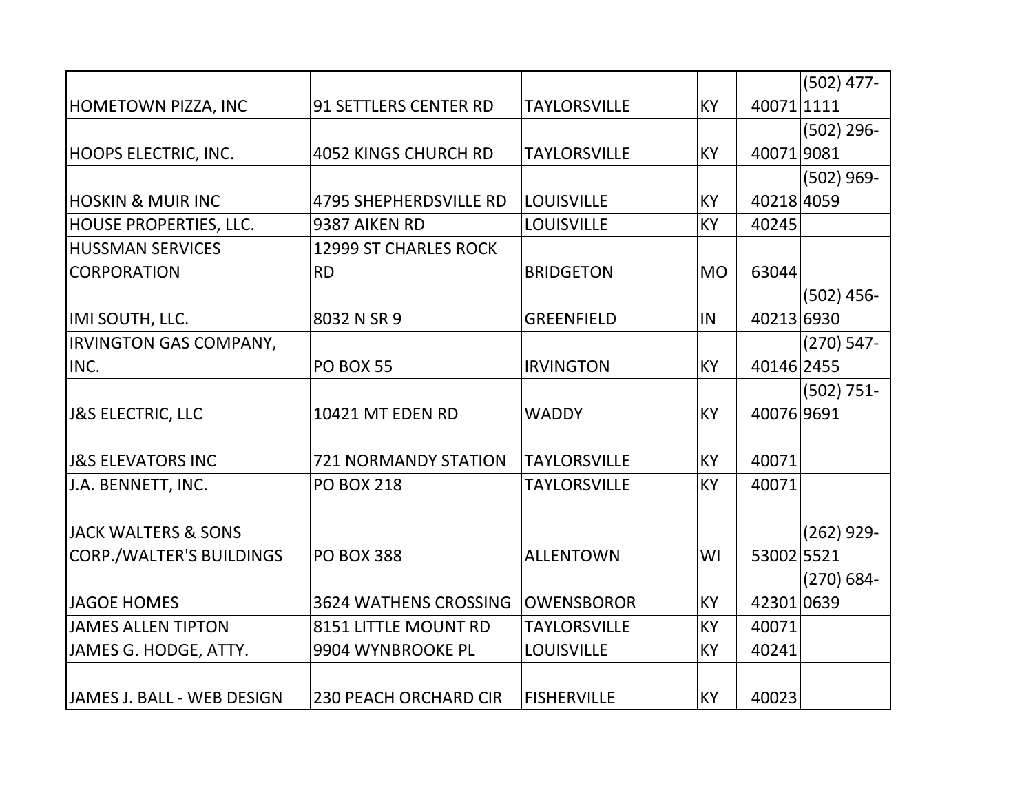| | | | | | |
|---|---|---|---|---|---|
| HOMETOWN PIZZA, INC | 91 SETTLERS CENTER RD | TAYLORSVILLE | KY | 40071 | (502) 477-1111 |
| HOOPS ELECTRIC, INC. | 4052 KINGS CHURCH RD | TAYLORSVILLE | KY | 40071 | (502) 296-9081 |
| HOSKIN & MUIR INC | 4795 SHEPHERDSVILLE RD | LOUISVILLE | KY | 40218 | (502) 969-4059 |
| HOUSE PROPERTIES, LLC. | 9387 AIKEN RD | LOUISVILLE | KY | 40245 | |
| HUSSMAN SERVICES CORPORATION | 12999 ST CHARLES ROCK RD | BRIDGETON | MO | 63044 | |
| IMI SOUTH, LLC. | 8032 N SR 9 | GREENFIELD | IN | 40213 | (502) 456-6930 |
| IRVINGTON GAS COMPANY, INC. | PO BOX 55 | IRVINGTON | KY | 40146 | (270) 547-2455 |
| J&S ELECTRIC, LLC | 10421 MT EDEN RD | WADDY | KY | 40076 | (502) 751-9691 |
| J&S ELEVATORS INC | 721 NORMANDY STATION | TAYLORSVILLE | KY | 40071 | |
| J.A. BENNETT, INC. | PO BOX 218 | TAYLORSVILLE | KY | 40071 | |
| JACK WALTERS & SONS CORP./WALTER'S BUILDINGS | PO BOX 388 | ALLENTOWN | WI | 53002 | (262) 929-5521 |
| JAGOE HOMES | 3624 WATHENS CROSSING | OWENSBOROR | KY | 42301 | (270) 684-0639 |
| JAMES ALLEN TIPTON | 8151 LITTLE MOUNT RD | TAYLORSVILLE | KY | 40071 | |
| JAMES G. HODGE, ATTY. | 9904 WYNBROOKE PL | LOUISVILLE | KY | 40241 | |
| JAMES J. BALL - WEB DESIGN | 230 PEACH ORCHARD CIR | FISHERVILLE | KY | 40023 | |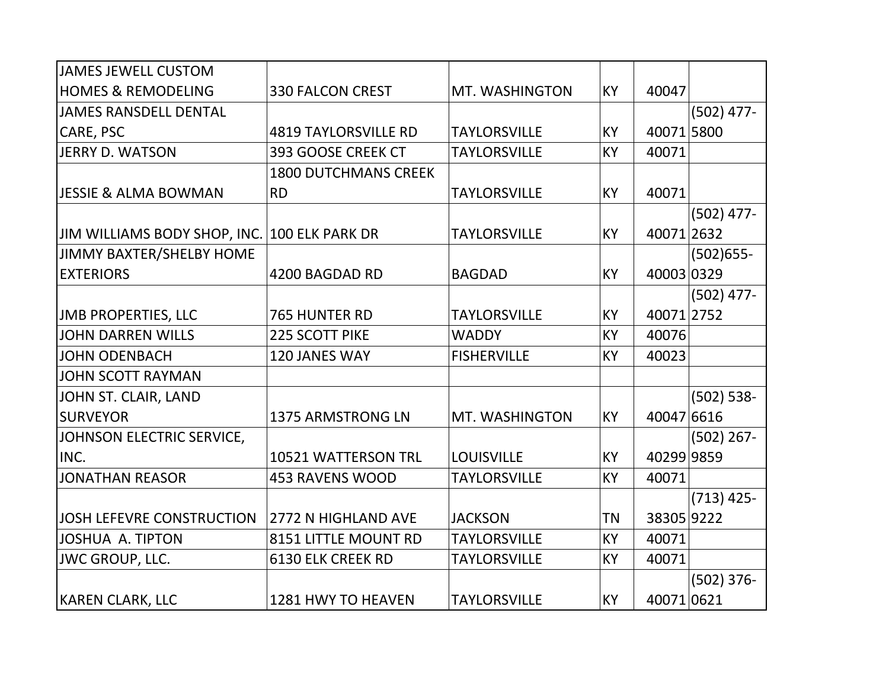| | | | | | |
|---|---|---|---|---|---|
| JAMES JEWELL CUSTOM HOMES & REMODELING | 330 FALCON CREST | MT. WASHINGTON | KY | 40047 | |
| JAMES RANSDELL DENTAL CARE, PSC | 4819 TAYLORSVILLE RD | TAYLORSVILLE | KY | 40071 | (502) 477-5800 |
| JERRY D. WATSON | 393 GOOSE CREEK CT | TAYLORSVILLE | KY | 40071 | |
| JESSIE & ALMA BOWMAN | 1800 DUTCHMANS CREEK RD | TAYLORSVILLE | KY | 40071 | |
| JIM WILLIAMS BODY SHOP, INC. | 100 ELK PARK DR | TAYLORSVILLE | KY | 40071 | (502) 477-2632 |
| JIMMY BAXTER/SHELBY HOME EXTERIORS | 4200 BAGDAD RD | BAGDAD | KY | 40003 | (502)655-0329 |
| JMB PROPERTIES, LLC | 765 HUNTER RD | TAYLORSVILLE | KY | 40071 | (502) 477-2752 |
| JOHN DARREN WILLS | 225 SCOTT PIKE | WADDY | KY | 40076 | |
| JOHN ODENBACH | 120 JANES WAY | FISHERVILLE | KY | 40023 | |
| JOHN SCOTT RAYMAN | | | | | |
| JOHN ST. CLAIR, LAND SURVEYOR | 1375 ARMSTRONG LN | MT. WASHINGTON | KY | 40047 | (502) 538-6616 |
| JOHNSON ELECTRIC SERVICE, INC. | 10521 WATTERSON TRL | LOUISVILLE | KY | 40299 | (502) 267-9859 |
| JONATHAN REASOR | 453 RAVENS WOOD | TAYLORSVILLE | KY | 40071 | |
| JOSH LEFEVRE CONSTRUCTION | 2772 N HIGHLAND AVE | JACKSON | TN | 38305 | (713) 425-9222 |
| JOSHUA A. TIPTON | 8151 LITTLE MOUNT RD | TAYLORSVILLE | KY | 40071 | |
| JWC GROUP, LLC. | 6130 ELK CREEK RD | TAYLORSVILLE | KY | 40071 | |
| KAREN CLARK, LLC | 1281 HWY TO HEAVEN | TAYLORSVILLE | KY | 40071 | (502) 376-0621 |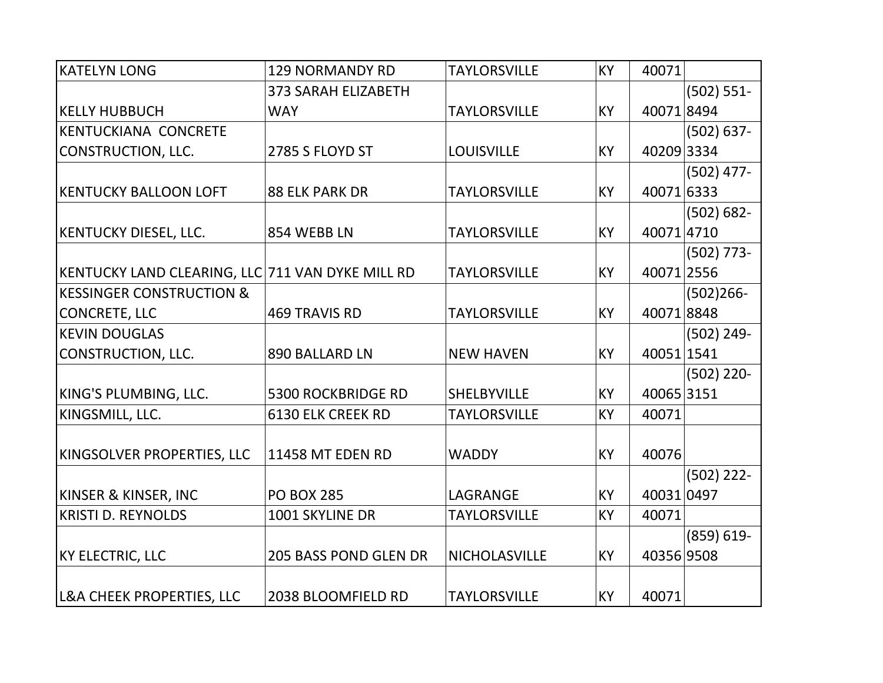| | | | | | |
|---|---|---|---|---|---|
| KATELYN LONG | 129 NORMANDY RD | TAYLORSVILLE | KY | 40071 | |
| KELLY HUBBUCH | 373 SARAH ELIZABETH WAY | TAYLORSVILLE | KY | 40071 | (502) 551-8494 |
| KENTUCKIANA CONCRETE CONSTRUCTION, LLC. | 2785 S FLOYD ST | LOUISVILLE | KY | 40209 | (502) 637-3334 |
| KENTUCKY BALLOON LOFT | 88 ELK PARK DR | TAYLORSVILLE | KY | 40071 | (502) 477-6333 |
| KENTUCKY DIESEL, LLC. | 854 WEBB LN | TAYLORSVILLE | KY | 40071 | (502) 682-4710 |
| KENTUCKY LAND CLEARING, LLC | 711 VAN DYKE MILL RD | TAYLORSVILLE | KY | 40071 | (502) 773-2556 |
| KESSINGER CONSTRUCTION & CONCRETE, LLC | 469 TRAVIS RD | TAYLORSVILLE | KY | 40071 | (502)266-8848 |
| KEVIN DOUGLAS CONSTRUCTION, LLC. | 890 BALLARD LN | NEW HAVEN | KY | 40051 | (502) 249-1541 |
| KING'S PLUMBING, LLC. | 5300 ROCKBRIDGE RD | SHELBYVILLE | KY | 40065 | (502) 220-3151 |
| KINGSMILL, LLC. | 6130 ELK CREEK RD | TAYLORSVILLE | KY | 40071 | |
| KINGSOLVER PROPERTIES, LLC | 11458 MT EDEN RD | WADDY | KY | 40076 | |
| KINSER & KINSER, INC | PO BOX 285 | LAGRANGE | KY | 40031 | (502) 222-0497 |
| KRISTI D. REYNOLDS | 1001 SKYLINE DR | TAYLORSVILLE | KY | 40071 | |
| KY ELECTRIC, LLC | 205 BASS POND GLEN DR | NICHOLASVILLE | KY | 40356 | (859) 619-9508 |
| L&A CHEEK PROPERTIES, LLC | 2038 BLOOMFIELD RD | TAYLORSVILLE | KY | 40071 | |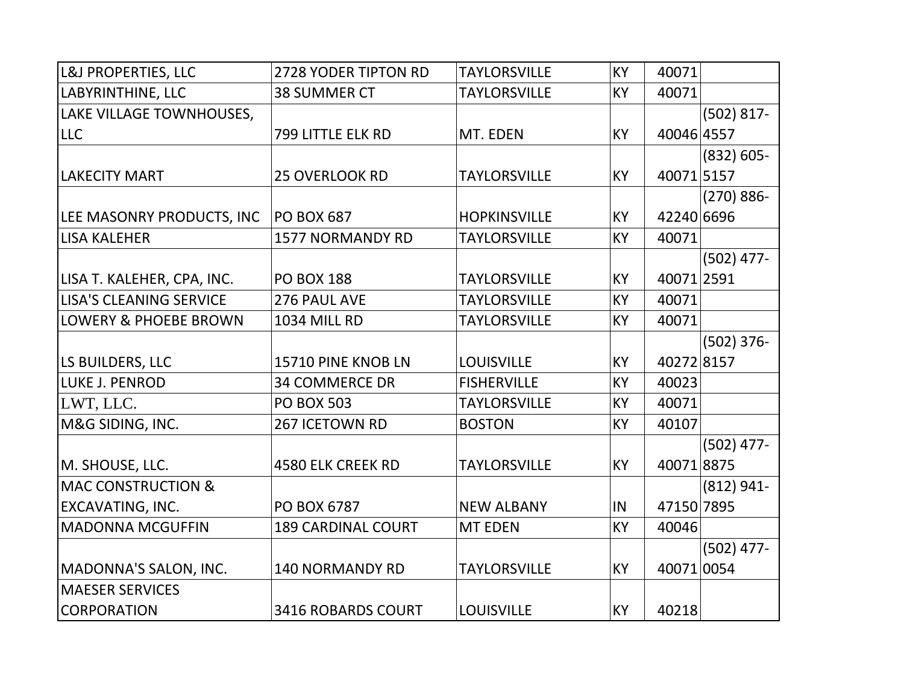| | | | | | |
|---|---|---|---|---|---|
| L&J PROPERTIES, LLC | 2728 YODER TIPTON RD | TAYLORSVILLE | KY | 40071 | |
| LABYRINTHINE, LLC | 38 SUMMER CT | TAYLORSVILLE | KY | 40071 | |
| LAKE VILLAGE TOWNHOUSES, LLC | 799 LITTLE ELK RD | MT. EDEN | KY | 40046 | (502) 817-4557 |
| LAKECITY MART | 25 OVERLOOK RD | TAYLORSVILLE | KY | 40071 | (832) 605-5157 |
| LEE MASONRY PRODUCTS, INC | PO BOX 687 | HOPKINSVILLE | KY | 42240 | (270) 886-6696 |
| LISA KALEHER | 1577 NORMANDY RD | TAYLORSVILLE | KY | 40071 | |
| LISA T. KALEHER, CPA, INC. | PO BOX 188 | TAYLORSVILLE | KY | 40071 | (502) 477-2591 |
| LISA'S CLEANING SERVICE | 276 PAUL AVE | TAYLORSVILLE | KY | 40071 | |
| LOWERY & PHOEBE BROWN | 1034 MILL RD | TAYLORSVILLE | KY | 40071 | |
| LS BUILDERS, LLC | 15710 PINE KNOB LN | LOUISVILLE | KY | 40272 | (502) 376-8157 |
| LUKE J. PENROD | 34 COMMERCE DR | FISHERVILLE | KY | 40023 | |
| LWT, LLC. | PO BOX 503 | TAYLORSVILLE | KY | 40071 | |
| M&G SIDING, INC. | 267 ICETOWN RD | BOSTON | KY | 40107 | |
| M. SHOUSE, LLC. | 4580 ELK CREEK RD | TAYLORSVILLE | KY | 40071 | (502) 477-8875 |
| MAC CONSTRUCTION & EXCAVATING, INC. | PO BOX 6787 | NEW ALBANY | IN | 47150 | (812) 941-7895 |
| MADONNA MCGUFFIN | 189 CARDINAL COURT | MT EDEN | KY | 40046 | |
| MADONNA'S SALON, INC. | 140 NORMANDY RD | TAYLORSVILLE | KY | 40071 | (502) 477-0054 |
| MAESER SERVICES CORPORATION | 3416 ROBARDS COURT | LOUISVILLE | KY | 40218 | |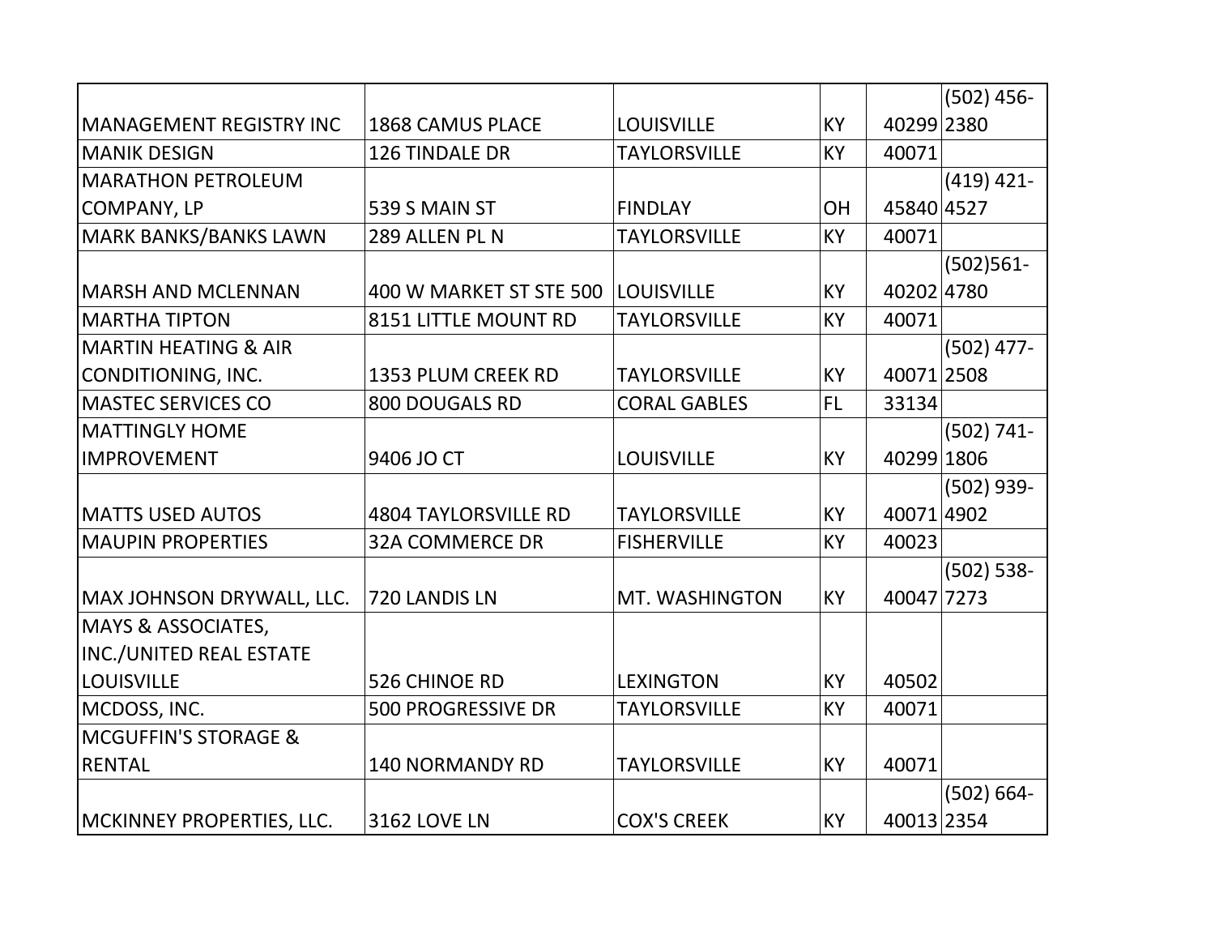| | | | | | |
|---|---|---|---|---|---|
| MANAGEMENT REGISTRY INC | 1868 CAMUS PLACE | LOUISVILLE | KY | 40299 | (502) 456-2380 |
| MANIK DESIGN | 126 TINDALE DR | TAYLORSVILLE | KY | 40071 | |
| MARATHON PETROLEUM COMPANY, LP | 539 S MAIN ST | FINDLAY | OH | 45840 | (419) 421-4527 |
| MARK BANKS/BANKS LAWN | 289 ALLEN PL N | TAYLORSVILLE | KY | 40071 | |
| MARSH AND MCLENNAN | 400 W MARKET ST STE 500 | LOUISVILLE | KY | 40202 | (502)561-4780 |
| MARTHA TIPTON | 8151 LITTLE MOUNT RD | TAYLORSVILLE | KY | 40071 | |
| MARTIN HEATING & AIR CONDITIONING, INC. | 1353 PLUM CREEK RD | TAYLORSVILLE | KY | 40071 | (502) 477-2508 |
| MASTEC SERVICES CO | 800 DOUGALS RD | CORAL GABLES | FL | 33134 | |
| MATTINGLY HOME IMPROVEMENT | 9406 JO CT | LOUISVILLE | KY | 40299 | (502) 741-1806 |
| MATTS USED AUTOS | 4804 TAYLORSVILLE RD | TAYLORSVILLE | KY | 40071 | (502) 939-4902 |
| MAUPIN PROPERTIES | 32A COMMERCE DR | FISHERVILLE | KY | 40023 | |
| MAX JOHNSON DRYWALL, LLC. | 720 LANDIS LN | MT. WASHINGTON | KY | 40047 | (502) 538-7273 |
| MAYS & ASSOCIATES, INC./UNITED REAL ESTATE LOUISVILLE | 526 CHINOE RD | LEXINGTON | KY | 40502 | |
| MCDOSS, INC. | 500 PROGRESSIVE DR | TAYLORSVILLE | KY | 40071 | |
| MCGUFFIN'S STORAGE & RENTAL | 140 NORMANDY RD | TAYLORSVILLE | KY | 40071 | |
| MCKINNEY PROPERTIES, LLC. | 3162 LOVE LN | COX'S CREEK | KY | 40013 | (502) 664-2354 |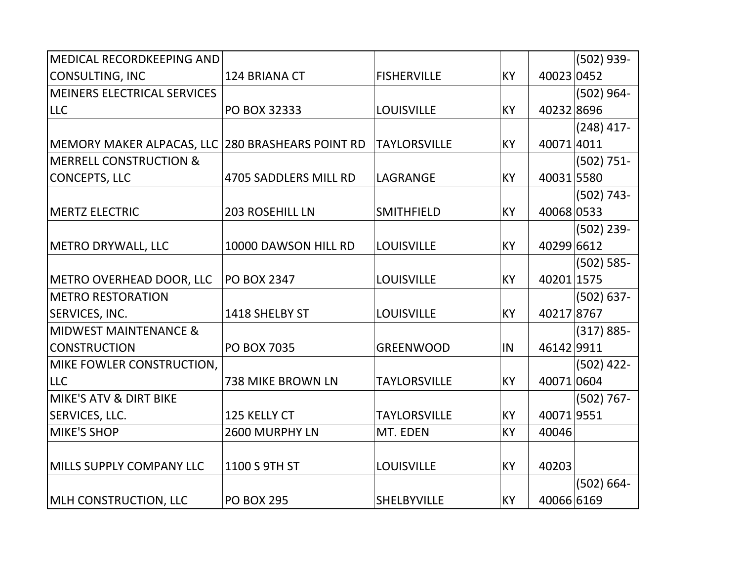| | | | | | |
|---|---|---|---|---|---|
| MEDICAL RECORDKEEPING AND CONSULTING, INC | 124 BRIANA CT | FISHERVILLE | KY | 40023 | (502) 939-0452 |
| MEINERS ELECTRICAL SERVICES LLC | PO BOX 32333 | LOUISVILLE | KY | 40232 | (502) 964-8696 |
| MEMORY MAKER ALPACAS, LLC | 280 BRASHEARS POINT RD | TAYLORSVILLE | KY | 40071 | (248) 417-4011 |
| MERRELL CONSTRUCTION & CONCEPTS, LLC | 4705 SADDLERS MILL RD | LAGRANGE | KY | 40031 | (502) 751-5580 |
| MERTZ ELECTRIC | 203 ROSEHILL LN | SMITHFIELD | KY | 40068 | (502) 743-0533 |
| METRO DRYWALL, LLC | 10000 DAWSON HILL RD | LOUISVILLE | KY | 40299 | (502) 239-6612 |
| METRO OVERHEAD DOOR, LLC | PO BOX 2347 | LOUISVILLE | KY | 40201 | (502) 585-1575 |
| METRO RESTORATION SERVICES, INC. | 1418 SHELBY ST | LOUISVILLE | KY | 40217 | (502) 637-8767 |
| MIDWEST MAINTENANCE & CONSTRUCTION | PO BOX 7035 | GREENWOOD | IN | 46142 | (317) 885-9911 |
| MIKE FOWLER CONSTRUCTION, LLC | 738 MIKE BROWN LN | TAYLORSVILLE | KY | 40071 | (502) 422-0604 |
| MIKE'S ATV & DIRT BIKE SERVICES, LLC. | 125 KELLY CT | TAYLORSVILLE | KY | 40071 | (502) 767-9551 |
| MIKE'S SHOP | 2600 MURPHY LN | MT. EDEN | KY | 40046 | |
| MILLS SUPPLY COMPANY LLC | 1100 S 9TH ST | LOUISVILLE | KY | 40203 | |
| MLH CONSTRUCTION, LLC | PO BOX 295 | SHELBYVILLE | KY | 40066 | (502) 664-6169 |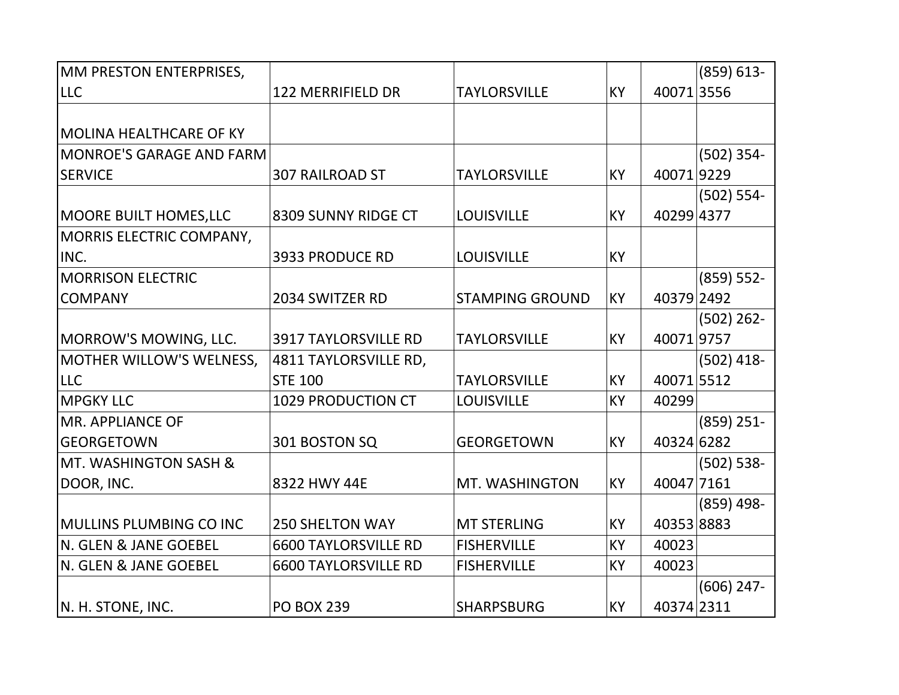| | | | | | |
|---|---|---|---|---|---|
| MM PRESTON ENTERPRISES, LLC | 122 MERRIFIELD DR | TAYLORSVILLE | KY | 40071 | (859) 613-3556 |
| MOLINA HEALTHCARE OF KY | | | | | |
| MONROE'S GARAGE AND FARM SERVICE | 307 RAILROAD ST | TAYLORSVILLE | KY | 40071 | (502) 354-9229 |
| MOORE BUILT HOMES,LLC | 8309 SUNNY RIDGE CT | LOUISVILLE | KY | 40299 | (502) 554-4377 |
| MORRIS ELECTRIC COMPANY, INC. | 3933 PRODUCE RD | LOUISVILLE | KY | | |
| MORRISON ELECTRIC COMPANY | 2034 SWITZER RD | STAMPING GROUND | KY | 40379 | (859) 552-2492 |
| MORROW'S MOWING, LLC. | 3917 TAYLORSVILLE RD | TAYLORSVILLE | KY | 40071 | (502) 262-9757 |
| MOTHER WILLOW'S WELNESS, LLC | 4811 TAYLORSVILLE RD, STE 100 | TAYLORSVILLE | KY | 40071 | (502) 418-5512 |
| MPGKY LLC | 1029 PRODUCTION CT | LOUISVILLE | KY | 40299 | |
| MR. APPLIANCE OF GEORGETOWN | 301 BOSTON SQ | GEORGETOWN | KY | 40324 | (859) 251-6282 |
| MT. WASHINGTON SASH & DOOR, INC. | 8322 HWY 44E | MT. WASHINGTON | KY | 40047 | (502) 538-7161 |
| MULLINS PLUMBING CO INC | 250 SHELTON WAY | MT STERLING | KY | 40353 | (859) 498-8883 |
| N. GLEN & JANE GOEBEL | 6600 TAYLORSVILLE RD | FISHERVILLE | KY | 40023 | |
| N. GLEN & JANE GOEBEL | 6600 TAYLORSVILLE RD | FISHERVILLE | KY | 40023 | |
| N. H. STONE, INC. | PO BOX 239 | SHARPSBURG | KY | 40374 | (606) 247-2311 |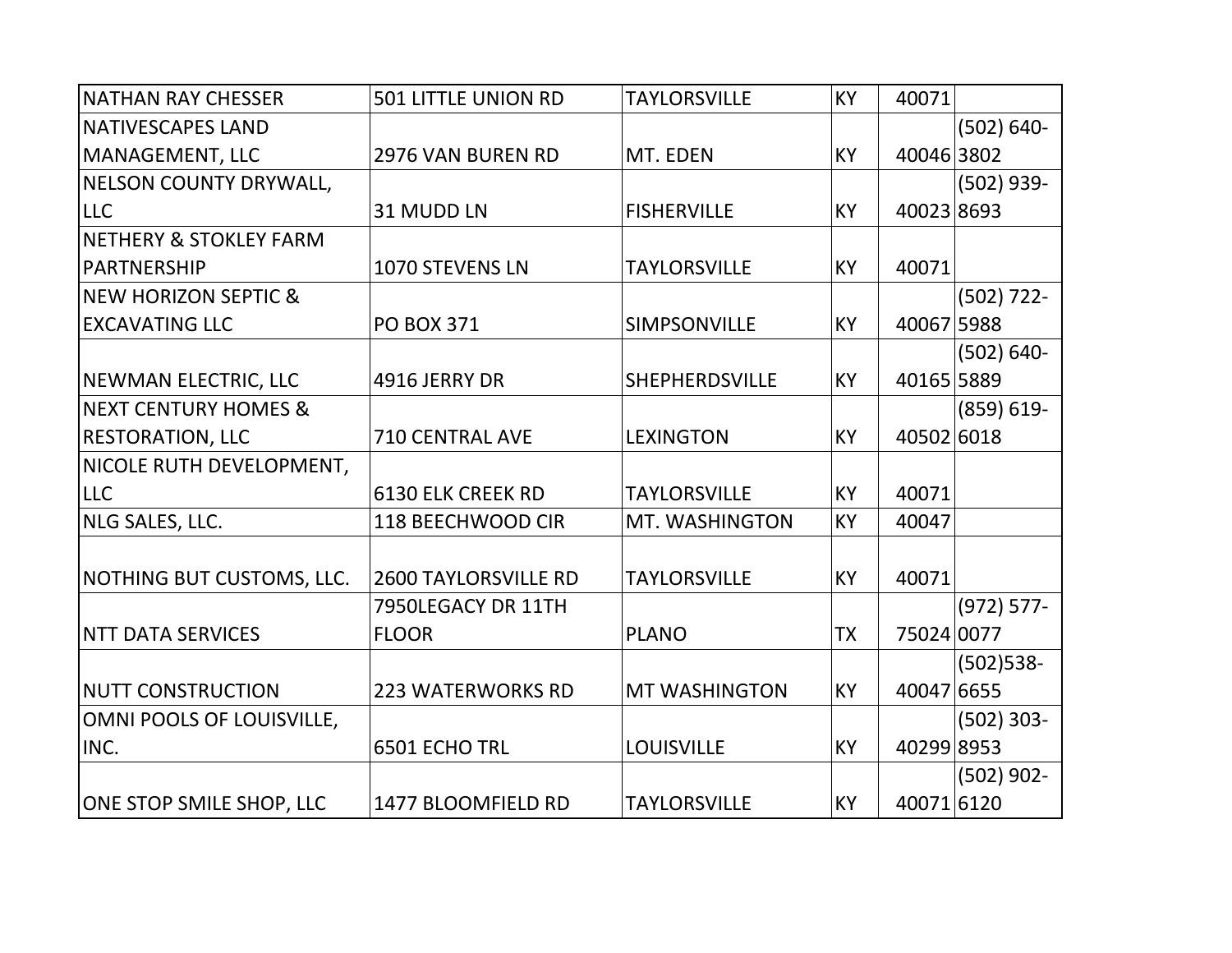| | | | | | |
|---|---|---|---|---|---|
| NATHAN RAY CHESSER | 501 LITTLE UNION RD | TAYLORSVILLE | KY | 40071 | |
| NATIVESCAPES LAND MANAGEMENT, LLC | 2976 VAN BUREN RD | MT. EDEN | KY | 40046 | (502) 640-3802 |
| NELSON COUNTY DRYWALL, LLC | 31 MUDD LN | FISHERVILLE | KY | 40023 | (502) 939-8693 |
| NETHERY & STOKLEY FARM PARTNERSHIP | 1070 STEVENS LN | TAYLORSVILLE | KY | 40071 | |
| NEW HORIZON SEPTIC & EXCAVATING LLC | PO BOX 371 | SIMPSONVILLE | KY | 40067 | (502) 722-5988 |
| NEWMAN ELECTRIC, LLC | 4916 JERRY DR | SHEPHERDSVILLE | KY | 40165 | (502) 640-5889 |
| NEXT CENTURY HOMES & RESTORATION, LLC | 710 CENTRAL AVE | LEXINGTON | KY | 40502 | (859) 619-6018 |
| NICOLE RUTH DEVELOPMENT, LLC | 6130 ELK CREEK RD | TAYLORSVILLE | KY | 40071 | |
| NLG SALES, LLC. | 118 BEECHWOOD CIR | MT. WASHINGTON | KY | 40047 | |
| NOTHING BUT CUSTOMS, LLC. | 2600 TAYLORSVILLE RD | TAYLORSVILLE | KY | 40071 | |
| NTT DATA SERVICES | 7950LEGACY DR 11TH FLOOR | PLANO | TX | 75024 | (972) 577-0077 |
| NUTT CONSTRUCTION | 223 WATERWORKS RD | MT WASHINGTON | KY | 40047 | (502)538-6655 |
| OMNI POOLS OF LOUISVILLE, INC. | 6501 ECHO TRL | LOUISVILLE | KY | 40299 | (502) 303-8953 |
| ONE STOP SMILE SHOP, LLC | 1477 BLOOMFIELD RD | TAYLORSVILLE | KY | 40071 | (502) 902-6120 |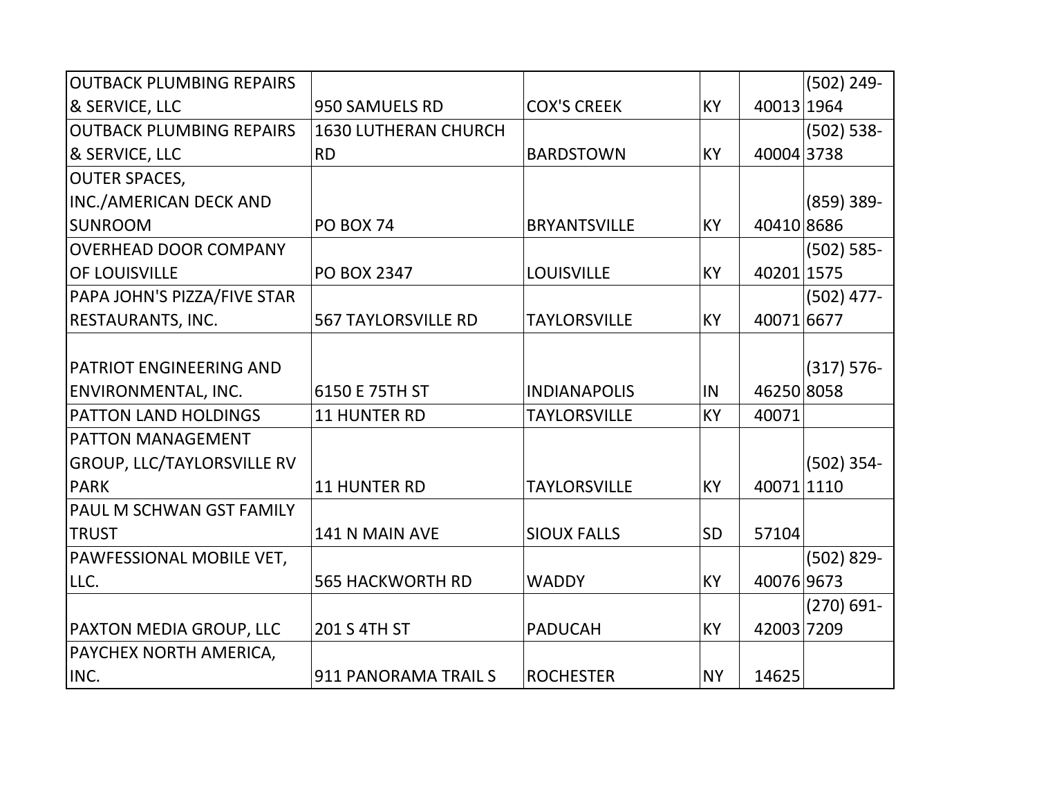| | | | | | |
|---|---|---|---|---|---|
| OUTBACK PLUMBING REPAIRS & SERVICE, LLC | 950 SAMUELS RD | COX'S CREEK | KY | 40013 | (502) 249-1964 |
| OUTBACK PLUMBING REPAIRS & SERVICE, LLC | 1630 LUTHERAN CHURCH RD | BARDSTOWN | KY | 40004 | (502) 538-3738 |
| OUTER SPACES, INC./AMERICAN DECK AND SUNROOM | PO BOX 74 | BRYANTSVILLE | KY | 40410 | (859) 389-8686 |
| OVERHEAD DOOR COMPANY OF LOUISVILLE | PO BOX 2347 | LOUISVILLE | KY | 40201 | (502) 585-1575 |
| PAPA JOHN'S PIZZA/FIVE STAR RESTAURANTS, INC. | 567 TAYLORSVILLE RD | TAYLORSVILLE | KY | 40071 | (502) 477-6677 |
| PATRIOT ENGINEERING AND ENVIRONMENTAL, INC. | 6150 E 75TH ST | INDIANAPOLIS | IN | 46250 | (317) 576-8058 |
| PATTON LAND HOLDINGS | 11 HUNTER RD | TAYLORSVILLE | KY | 40071 | |
| PATTON MANAGEMENT GROUP, LLC/TAYLORSVILLE RV PARK | 11 HUNTER RD | TAYLORSVILLE | KY | 40071 | (502) 354-1110 |
| PAUL M SCHWAN GST FAMILY TRUST | 141 N MAIN AVE | SIOUX FALLS | SD | 57104 | |
| PAWFESSIONAL MOBILE VET, LLC. | 565 HACKWORTH RD | WADDY | KY | 40076 | (502) 829-9673 |
| PAXTON MEDIA GROUP, LLC | 201 S 4TH ST | PADUCAH | KY | 42003 | (270) 691-7209 |
| PAYCHEX NORTH AMERICA, INC. | 911 PANORAMA TRAIL S | ROCHESTER | NY | 14625 | |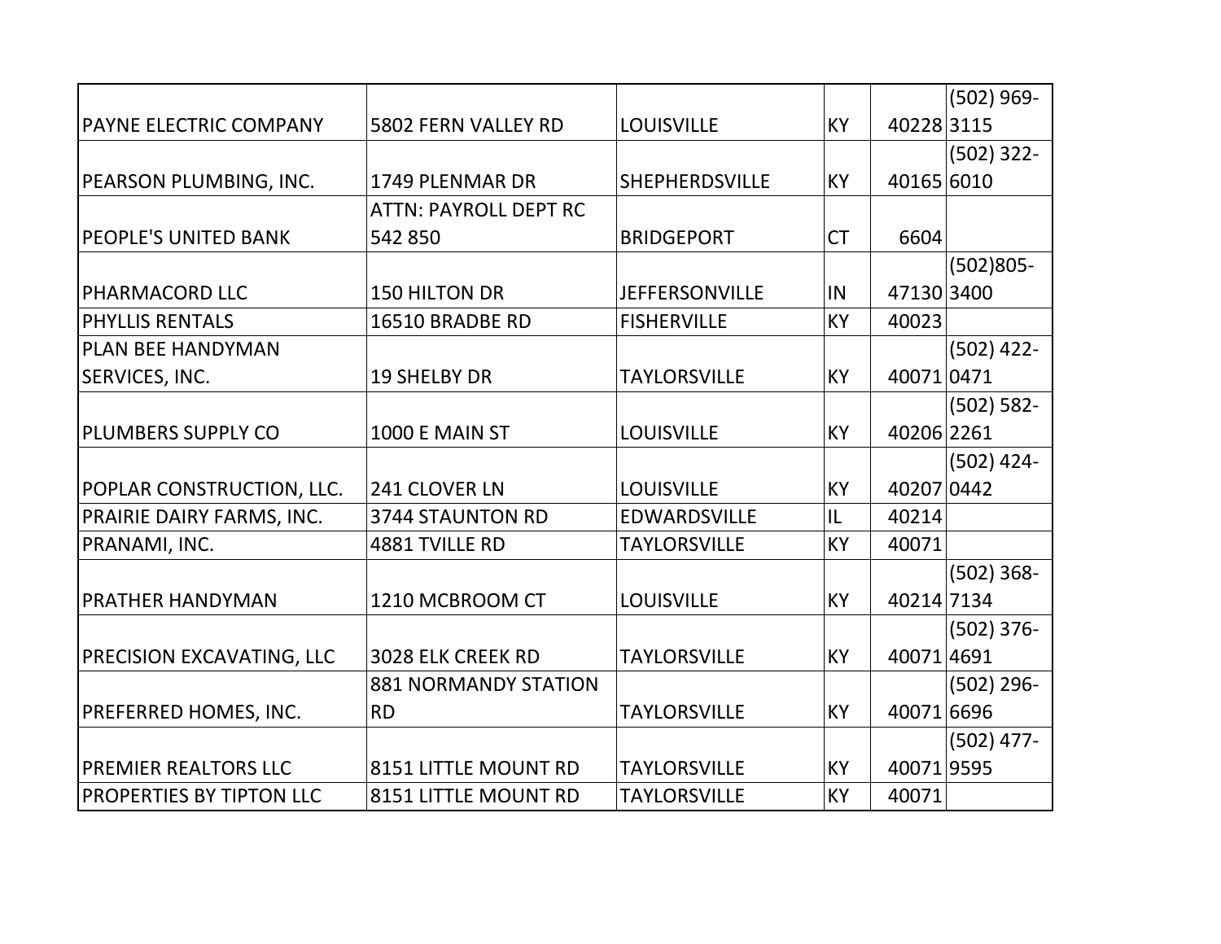| | | | | | |
|---|---|---|---|---|---|
| PAYNE ELECTRIC COMPANY | 5802 FERN VALLEY RD | LOUISVILLE | KY | 40228 | (502) 969-3115 |
| PEARSON PLUMBING, INC. | 1749 PLENMAR DR | SHEPHERDSVILLE | KY | 40165 | (502) 322-6010 |
| PEOPLE'S UNITED BANK | ATTN: PAYROLL DEPT RC 542 850 | BRIDGEPORT | CT | 6604 | |
| PHARMACORD LLC | 150 HILTON DR | JEFFERSONVILLE | IN | 47130 | (502)805-3400 |
| PHYLLIS RENTALS | 16510 BRADBE RD | FISHERVILLE | KY | 40023 | |
| PLAN BEE HANDYMAN SERVICES, INC. | 19 SHELBY DR | TAYLORSVILLE | KY | 40071 | (502) 422-0471 |
| PLUMBERS SUPPLY CO | 1000 E MAIN ST | LOUISVILLE | KY | 40206 | (502) 582-2261 |
| POPLAR CONSTRUCTION, LLC. | 241 CLOVER LN | LOUISVILLE | KY | 40207 | (502) 424-0442 |
| PRAIRIE DAIRY FARMS, INC. | 3744 STAUNTON RD | EDWARDSVILLE | IL | 40214 | |
| PRANAMI, INC. | 4881 TVILLE RD | TAYLORSVILLE | KY | 40071 | |
| PRATHER HANDYMAN | 1210 MCBROOM CT | LOUISVILLE | KY | 40214 | (502) 368-7134 |
| PRECISION EXCAVATING, LLC | 3028 ELK CREEK RD | TAYLORSVILLE | KY | 40071 | (502) 376-4691 |
| PREFERRED HOMES, INC. | 881 NORMANDY STATION RD | TAYLORSVILLE | KY | 40071 | (502) 296-6696 |
| PREMIER REALTORS LLC | 8151 LITTLE MOUNT RD | TAYLORSVILLE | KY | 40071 | (502) 477-9595 |
| PROPERTIES BY TIPTON LLC | 8151 LITTLE MOUNT RD | TAYLORSVILLE | KY | 40071 | |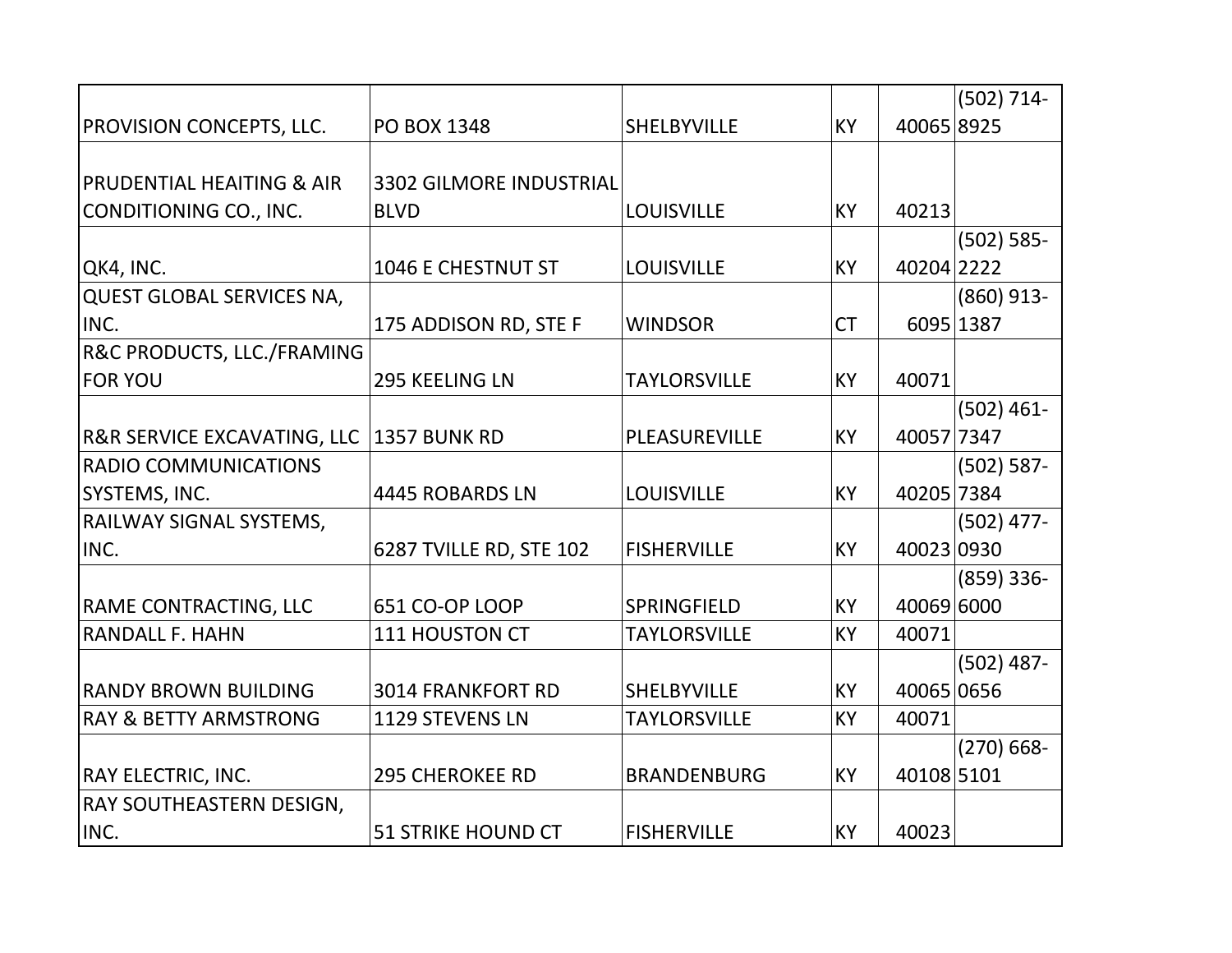| | | | | | |
|---|---|---|---|---|---|
| PROVISION CONCEPTS, LLC. | PO BOX 1348 | SHELBYVILLE | KY | 40065 | (502) 714-8925 |
| PRUDENTIAL HEAITING & AIR CONDITIONING CO., INC. | 3302 GILMORE INDUSTRIAL BLVD | LOUISVILLE | KY | 40213 | |
| QK4, INC. | 1046 E CHESTNUT ST | LOUISVILLE | KY | 40204 | (502) 585-2222 |
| QUEST GLOBAL SERVICES NA, INC. | 175 ADDISON RD, STE F | WINDSOR | CT | 6095 | (860) 913-1387 |
| R&C PRODUCTS, LLC./FRAMING FOR YOU | 295 KEELING LN | TAYLORSVILLE | KY | 40071 | |
| R&R SERVICE EXCAVATING, LLC | 1357 BUNK RD | PLEASUREVILLE | KY | 40057 | (502) 461-7347 |
| RADIO COMMUNICATIONS SYSTEMS, INC. | 4445 ROBARDS LN | LOUISVILLE | KY | 40205 | (502) 587-7384 |
| RAILWAY SIGNAL SYSTEMS, INC. | 6287 TVILLE RD, STE 102 | FISHERVILLE | KY | 40023 | (502) 477-0930 |
| RAME CONTRACTING, LLC | 651 CO-OP LOOP | SPRINGFIELD | KY | 40069 | (859) 336-6000 |
| RANDALL F. HAHN | 111 HOUSTON CT | TAYLORSVILLE | KY | 40071 | |
| RANDY BROWN BUILDING | 3014 FRANKFORT RD | SHELBYVILLE | KY | 40065 | (502) 487-0656 |
| RAY & BETTY ARMSTRONG | 1129 STEVENS LN | TAYLORSVILLE | KY | 40071 | |
| RAY ELECTRIC, INC. | 295 CHEROKEE RD | BRANDENBURG | KY | 40108 | (270) 668-5101 |
| RAY SOUTHEASTERN DESIGN, INC. | 51 STRIKE HOUND CT | FISHERVILLE | KY | 40023 | |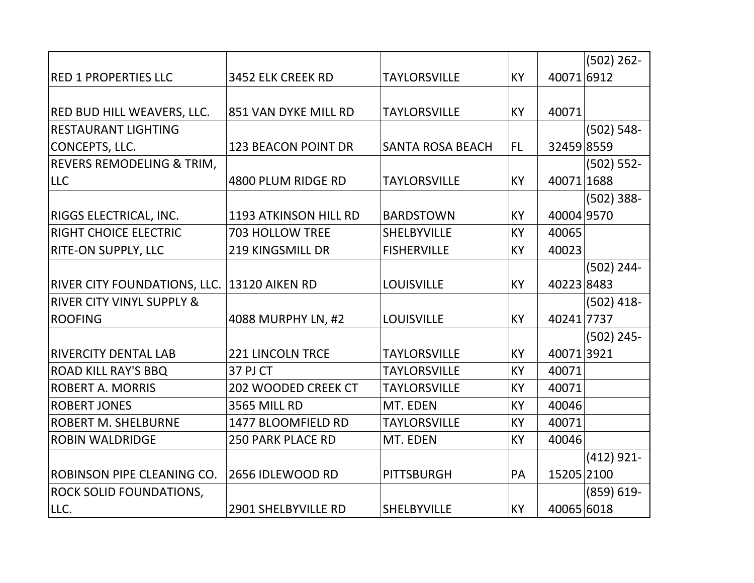| | | | | | |
|---|---|---|---|---|---|
| RED 1 PROPERTIES LLC | 3452 ELK CREEK RD | TAYLORSVILLE | KY | 40071 | (502) 262-6912 |
| RED BUD HILL WEAVERS, LLC. | 851 VAN DYKE MILL RD | TAYLORSVILLE | KY | 40071 | |
| RESTAURANT LIGHTING CONCEPTS, LLC. | 123 BEACON POINT DR | SANTA ROSA BEACH | FL | 32459 | (502) 548-8559 |
| REVERS REMODELING & TRIM, LLC | 4800 PLUM RIDGE RD | TAYLORSVILLE | KY | 40071 | (502) 552-1688 |
| RIGGS ELECTRICAL, INC. | 1193 ATKINSON HILL RD | BARDSTOWN | KY | 40004 | (502) 388-9570 |
| RIGHT CHOICE ELECTRIC | 703 HOLLOW TREE | SHELBYVILLE | KY | 40065 | |
| RITE-ON SUPPLY, LLC | 219 KINGSMILL DR | FISHERVILLE | KY | 40023 | |
| RIVER CITY FOUNDATIONS, LLC. | 13120 AIKEN RD | LOUISVILLE | KY | 40223 | (502) 244-8483 |
| RIVER CITY VINYL SUPPLY & ROOFING | 4088 MURPHY LN, #2 | LOUISVILLE | KY | 40241 | (502) 418-7737 |
| RIVERCITY DENTAL LAB | 221 LINCOLN TRCE | TAYLORSVILLE | KY | 40071 | (502) 245-3921 |
| ROAD KILL RAY'S BBQ | 37 PJ CT | TAYLORSVILLE | KY | 40071 | |
| ROBERT A. MORRIS | 202 WOODED CREEK CT | TAYLORSVILLE | KY | 40071 | |
| ROBERT JONES | 3565 MILL RD | MT. EDEN | KY | 40046 | |
| ROBERT M. SHELBURNE | 1477 BLOOMFIELD RD | TAYLORSVILLE | KY | 40071 | |
| ROBIN WALDRIDGE | 250 PARK PLACE RD | MT. EDEN | KY | 40046 | |
| ROBINSON PIPE CLEANING CO. | 2656 IDLEWOOD RD | PITTSBURGH | PA | 15205 | (412) 921-2100 |
| ROCK SOLID FOUNDATIONS, LLC. | 2901 SHELBYVILLE RD | SHELBYVILLE | KY | 40065 | (859) 619-6018 |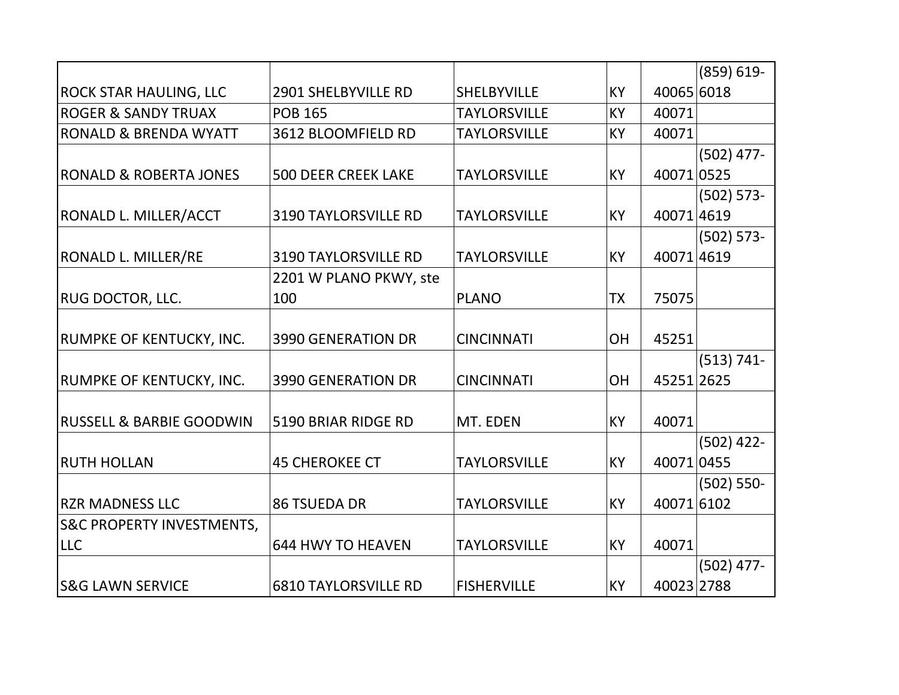| | | | | | |
|---|---|---|---|---|---|
| ROCK STAR HAULING, LLC | 2901 SHELBYVILLE RD | SHELBYVILLE | KY | 40065 | (859) 619-6018 |
| ROGER & SANDY TRUAX | POB 165 | TAYLORSVILLE | KY | 40071 | |
| RONALD & BRENDA WYATT | 3612 BLOOMFIELD RD | TAYLORSVILLE | KY | 40071 | |
| RONALD & ROBERTA JONES | 500 DEER CREEK LAKE | TAYLORSVILLE | KY | 40071 | (502) 477-0525 |
| RONALD L. MILLER/ACCT | 3190 TAYLORSVILLE RD | TAYLORSVILLE | KY | 40071 | (502) 573-4619 |
| RONALD L. MILLER/RE | 3190 TAYLORSVILLE RD | TAYLORSVILLE | KY | 40071 | (502) 573-4619 |
| RUG DOCTOR, LLC. | 2201 W PLANO PKWY, ste 100 | PLANO | TX | 75075 | |
| RUMPKE OF KENTUCKY, INC. | 3990 GENERATION DR | CINCINNATI | OH | 45251 | |
| RUMPKE OF KENTUCKY, INC. | 3990 GENERATION DR | CINCINNATI | OH | 45251 | (513) 741-2625 |
| RUSSELL & BARBIE GOODWIN | 5190 BRIAR RIDGE RD | MT. EDEN | KY | 40071 | |
| RUTH HOLLAN | 45 CHEROKEE CT | TAYLORSVILLE | KY | 40071 | (502) 422-0455 |
| RZR MADNESS LLC | 86 TSUEDA DR | TAYLORSVILLE | KY | 40071 | (502) 550-6102 |
| S&C PROPERTY INVESTMENTS, LLC | 644 HWY TO HEAVEN | TAYLORSVILLE | KY | 40071 | |
| S&G LAWN SERVICE | 6810 TAYLORSVILLE RD | FISHERVILLE | KY | 40023 | (502) 477-2788 |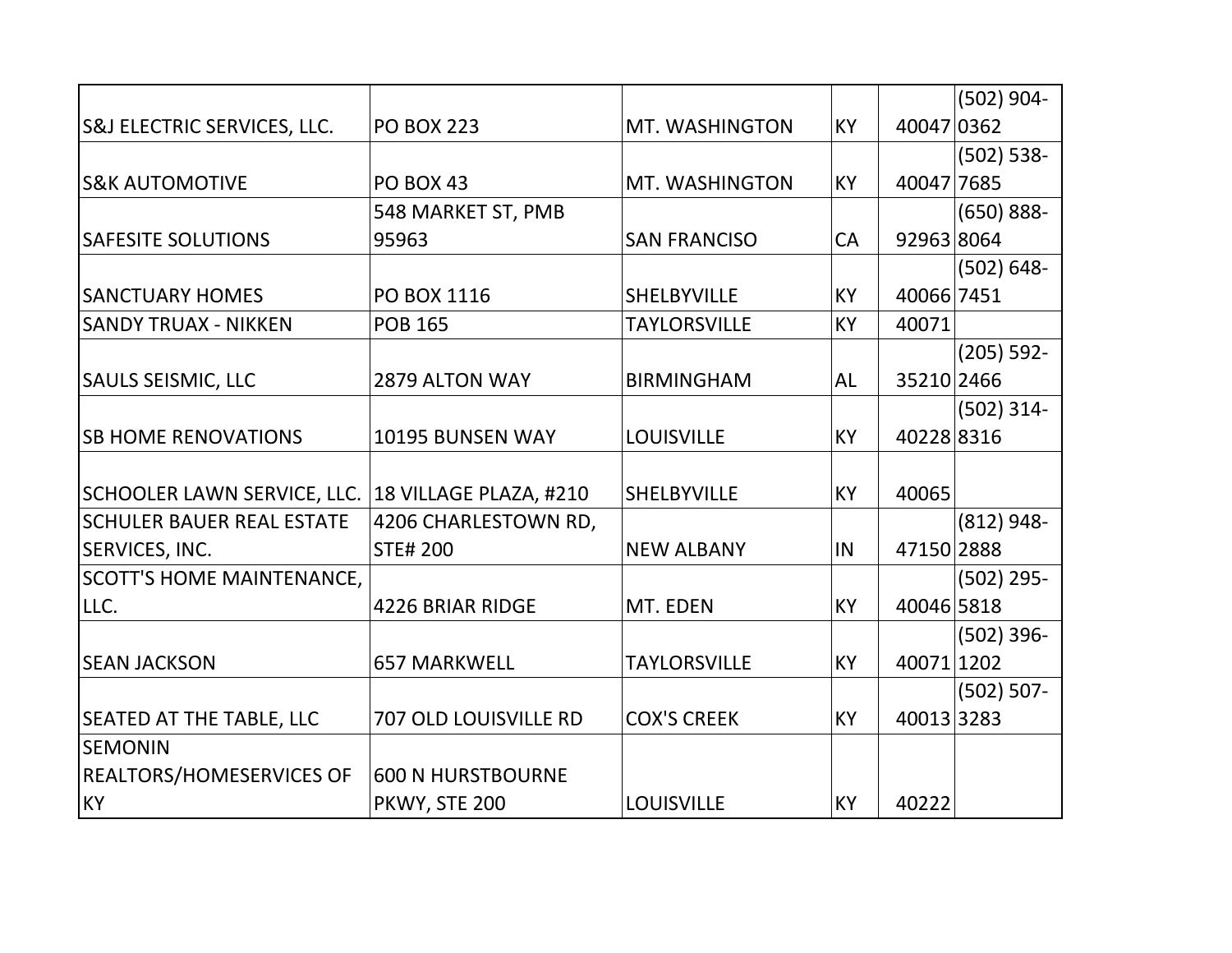| | | | | | |
|---|---|---|---|---|---|
| S&J ELECTRIC SERVICES, LLC. | PO BOX 223 | MT. WASHINGTON | KY | 40047 | (502) 904-0362 |
| S&K AUTOMOTIVE | PO BOX 43 | MT. WASHINGTON | KY | 40047 | (502) 538-7685 |
| SAFESITE SOLUTIONS | 548 MARKET ST, PMB 95963 | SAN FRANCISO | CA | 92963 | (650) 888-8064 |
| SANCTUARY HOMES | PO BOX 1116 | SHELBYVILLE | KY | 40066 | (502) 648-7451 |
| SANDY TRUAX - NIKKEN | POB 165 | TAYLORSVILLE | KY | 40071 | |
| SAULS SEISMIC, LLC | 2879 ALTON WAY | BIRMINGHAM | AL | 35210 | (205) 592-2466 |
| SB HOME RENOVATIONS | 10195 BUNSEN WAY | LOUISVILLE | KY | 40228 | (502) 314-8316 |
| SCHOOLER LAWN SERVICE, LLC. | 18 VILLAGE PLAZA, #210 | SHELBYVILLE | KY | 40065 | |
| SCHULER BAUER REAL ESTATE SERVICES, INC. | 4206 CHARLESTOWN RD, STE# 200 | NEW ALBANY | IN | 47150 | (812) 948-2888 |
| SCOTT'S HOME MAINTENANCE, LLC. | 4226 BRIAR RIDGE | MT. EDEN | KY | 40046 | (502) 295-5818 |
| SEAN JACKSON | 657 MARKWELL | TAYLORSVILLE | KY | 40071 | (502) 396-1202 |
| SEATED AT THE TABLE, LLC | 707 OLD LOUISVILLE RD | COX'S CREEK | KY | 40013 | (502) 507-3283 |
| SEMONIN REALTORS/HOMESERVICES OF KY | 600 N HURSTBOURNE PKWY, STE 200 | LOUISVILLE | KY | 40222 | |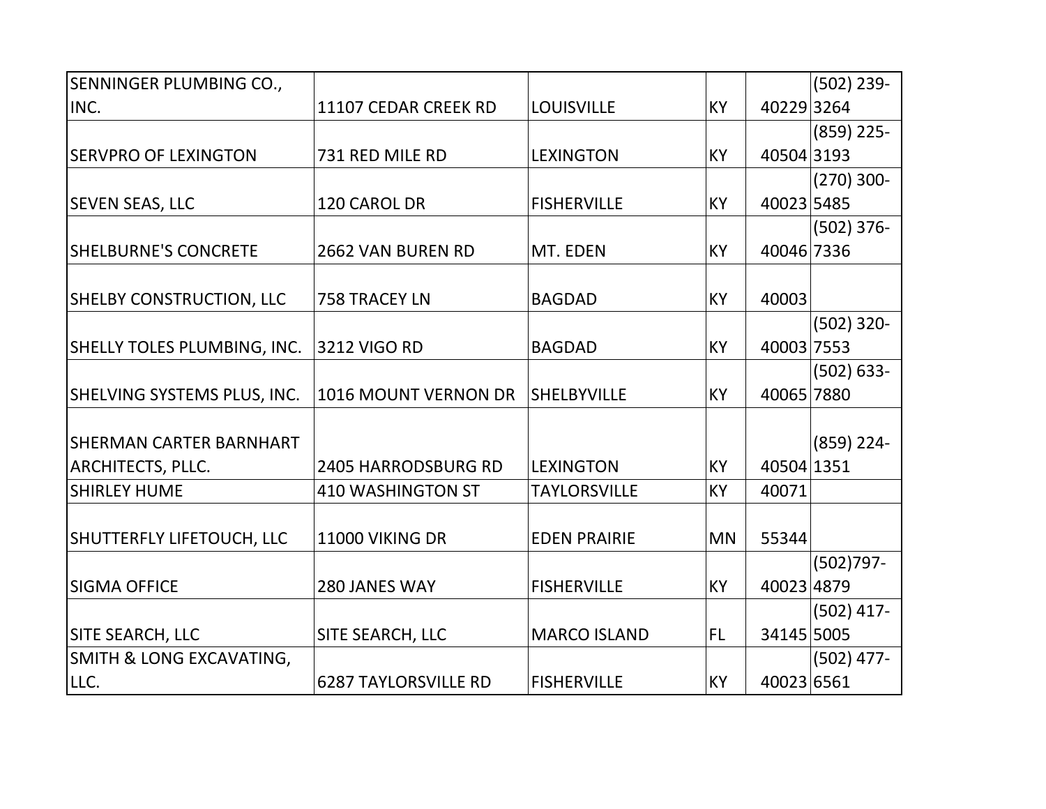| SENNINGER PLUMBING CO., INC. | 11107 CEDAR CREEK RD | LOUISVILLE | KY | 40229 | (502) 239-3264 |
|---|---|---|---|---|---|
| SERVPRO OF LEXINGTON | 731 RED MILE RD | LEXINGTON | KY | 40504 | (859) 225-3193 |
| SEVEN SEAS, LLC | 120 CAROL DR | FISHERVILLE | KY | 40023 | (270) 300-5485 |
| SHELBURNE'S CONCRETE | 2662 VAN BUREN RD | MT. EDEN | KY | 40046 | (502) 376-7336 |
| SHELBY CONSTRUCTION, LLC | 758 TRACEY LN | BAGDAD | KY | 40003 | |
| SHELLY TOLES PLUMBING, INC. | 3212 VIGO RD | BAGDAD | KY | 40003 | (502) 320-7553 |
| SHELVING SYSTEMS PLUS, INC. | 1016 MOUNT VERNON DR | SHELBYVILLE | KY | 40065 | (502) 633-7880 |
| SHERMAN CARTER BARNHART ARCHITECTS, PLLC. | 2405 HARRODSBURG RD | LEXINGTON | KY | 40504 | (859) 224-1351 |
| SHIRLEY HUME | 410 WASHINGTON ST | TAYLORSVILLE | KY | 40071 | |
| SHUTTERFLY LIFETOUCH, LLC | 11000 VIKING DR | EDEN PRAIRIE | MN | 55344 | |
| SIGMA OFFICE | 280 JANES WAY | FISHERVILLE | KY | 40023 | (502)797-4879 |
| SITE SEARCH, LLC | SITE SEARCH, LLC | MARCO ISLAND | FL | 34145 | (502) 417-5005 |
| SMITH & LONG EXCAVATING, LLC. | 6287 TAYLORSVILLE RD | FISHERVILLE | KY | 40023 | (502) 477-6561 |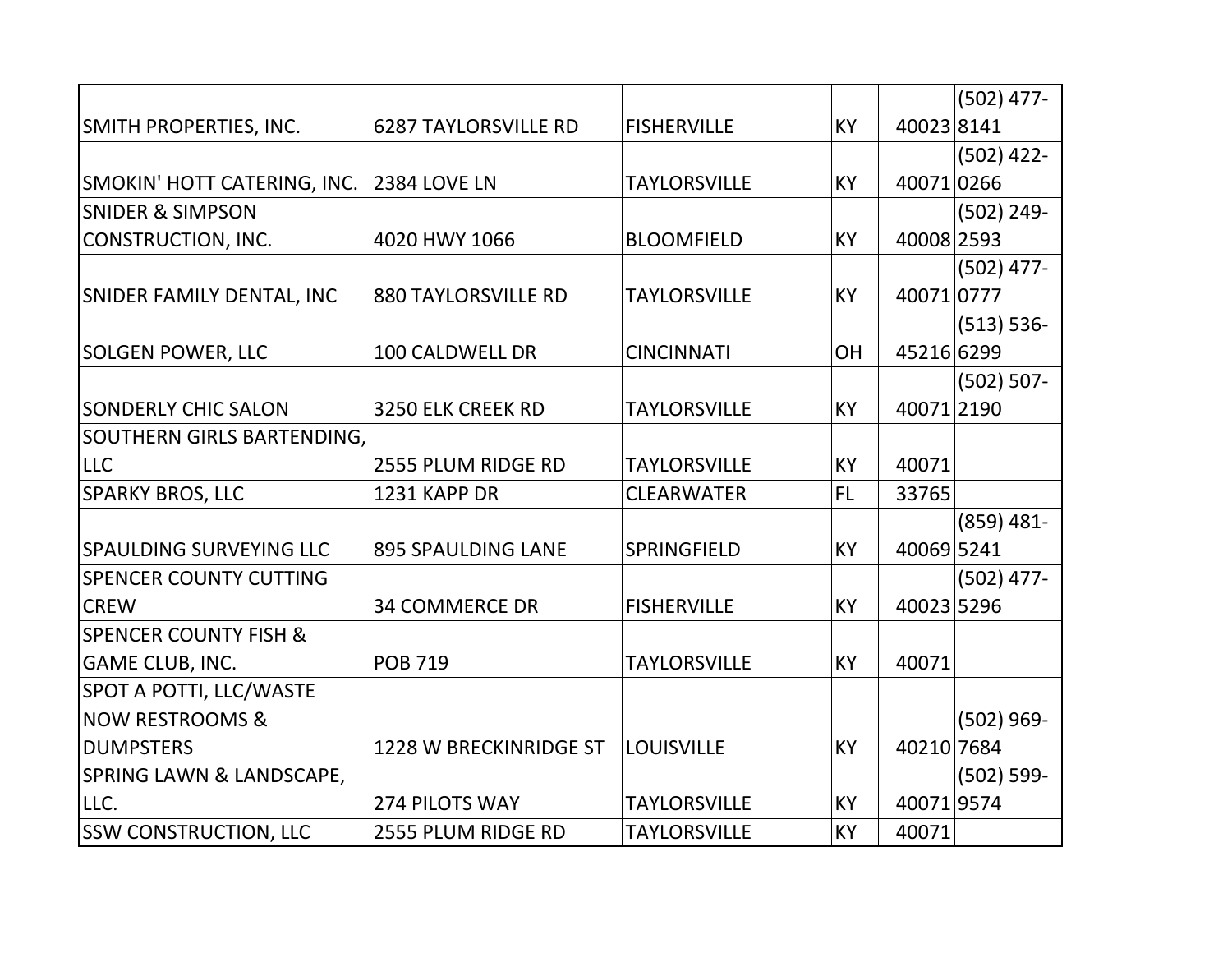| | | | | | |
|---|---|---|---|---|---|
| SMITH PROPERTIES, INC. | 6287 TAYLORSVILLE RD | FISHERVILLE | KY | 40023 | (502) 477-8141 |
| SMOKIN' HOTT CATERING, INC. | 2384 LOVE LN | TAYLORSVILLE | KY | 40071 | (502) 422-0266 |
| SNIDER & SIMPSON CONSTRUCTION, INC. | 4020 HWY 1066 | BLOOMFIELD | KY | 40008 | (502) 249-2593 |
| SNIDER FAMILY DENTAL, INC | 880 TAYLORSVILLE RD | TAYLORSVILLE | KY | 40071 | (502) 477-0777 |
| SOLGEN POWER, LLC | 100 CALDWELL DR | CINCINNATI | OH | 45216 | (513) 536-6299 |
| SONDERLY CHIC SALON | 3250 ELK CREEK RD | TAYLORSVILLE | KY | 40071 | (502) 507-2190 |
| SOUTHERN GIRLS BARTENDING, LLC | 2555 PLUM RIDGE RD | TAYLORSVILLE | KY | 40071 | |
| SPARKY BROS, LLC | 1231 KAPP DR | CLEARWATER | FL | 33765 | |
| SPAULDING SURVEYING LLC | 895 SPAULDING LANE | SPRINGFIELD | KY | 40069 | (859) 481-5241 |
| SPENCER COUNTY CUTTING CREW | 34 COMMERCE DR | FISHERVILLE | KY | 40023 | (502) 477-5296 |
| SPENCER COUNTY FISH & GAME CLUB, INC. | POB 719 | TAYLORSVILLE | KY | 40071 | |
| SPOT A POTTI, LLC/WASTE NOW RESTROOMS & DUMPSTERS | 1228 W BRECKINRIDGE ST | LOUISVILLE | KY | 40210 | (502) 969-7684 |
| SPRING LAWN & LANDSCAPE, LLC. | 274 PILOTS WAY | TAYLORSVILLE | KY | 40071 | (502) 599-9574 |
| SSW CONSTRUCTION, LLC | 2555 PLUM RIDGE RD | TAYLORSVILLE | KY | 40071 | |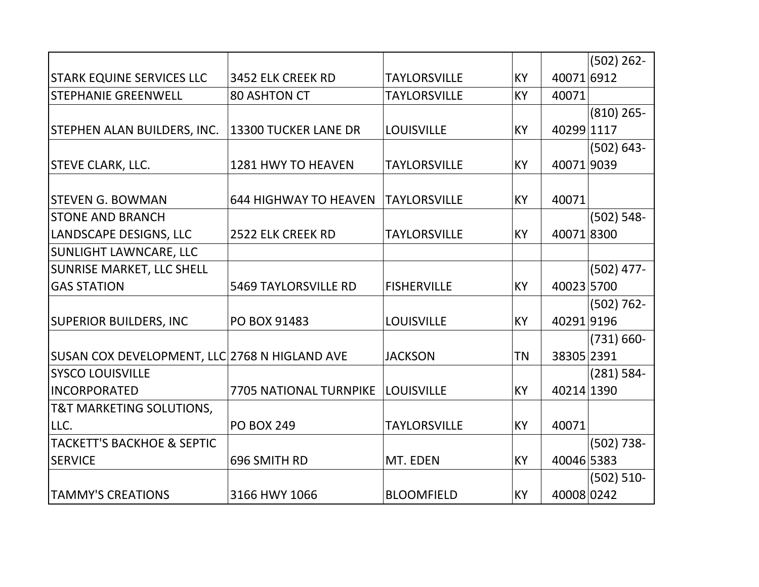| | | | | | |
|---|---|---|---|---|---|
| STARK EQUINE SERVICES LLC | 3452 ELK CREEK RD | TAYLORSVILLE | KY | 40071 | (502) 262-6912 |
| STEPHANIE GREENWELL | 80 ASHTON CT | TAYLORSVILLE | KY | 40071 | |
| STEPHEN ALAN BUILDERS, INC. | 13300 TUCKER LANE DR | LOUISVILLE | KY | 40299 | (810) 265-1117 |
| STEVE CLARK, LLC. | 1281 HWY TO HEAVEN | TAYLORSVILLE | KY | 40071 | (502) 643-9039 |
| STEVEN G. BOWMAN | 644 HIGHWAY TO HEAVEN | TAYLORSVILLE | KY | 40071 | |
| STONE AND BRANCH LANDSCAPE DESIGNS, LLC | 2522 ELK CREEK RD | TAYLORSVILLE | KY | 40071 | (502) 548-8300 |
| SUNLIGHT LAWNCARE, LLC | | | | | |
| SUNRISE MARKET, LLC SHELL GAS STATION | 5469 TAYLORSVILLE RD | FISHERVILLE | KY | 40023 | (502) 477-5700 |
| SUPERIOR BUILDERS, INC | PO BOX 91483 | LOUISVILLE | KY | 40291 | (502) 762-9196 |
| SUSAN COX DEVELOPMENT, LLC | 2768 N HIGLAND AVE | JACKSON | TN | 38305 | (731) 660-2391 |
| SYSCO LOUISVILLE INCORPORATED | 7705 NATIONAL TURNPIKE | LOUISVILLE | KY | 40214 | (281) 584-1390 |
| T&T MARKETING SOLUTIONS, LLC. | PO BOX 249 | TAYLORSVILLE | KY | 40071 | |
| TACKETT'S BACKHOE & SEPTIC SERVICE | 696 SMITH RD | MT. EDEN | KY | 40046 | (502) 738-5383 |
| TAMMY'S CREATIONS | 3166 HWY 1066 | BLOOMFIELD | KY | 40008 | (502) 510-0242 |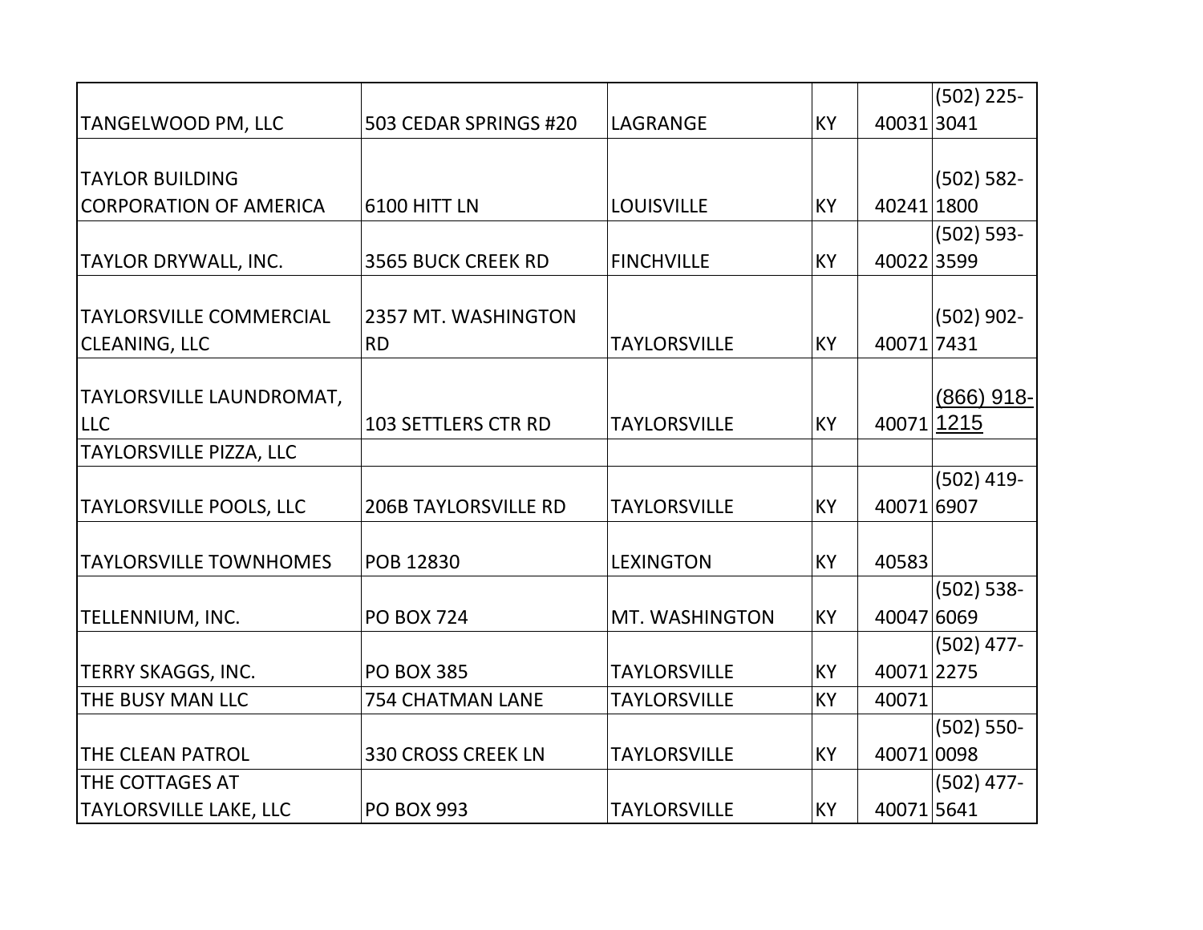| | | | | | |
|---|---|---|---|---|---|
| TANGELWOOD PM, LLC | 503 CEDAR SPRINGS #20 | LAGRANGE | KY | 40031 | (502) 225-3041 |
| TAYLOR BUILDING CORPORATION OF AMERICA | 6100 HITT LN | LOUISVILLE | KY | 40241 | (502) 582-1800 |
| TAYLOR DRYWALL, INC. | 3565 BUCK CREEK RD | FINCHVILLE | KY | 40022 | (502) 593-3599 |
| TAYLORSVILLE COMMERCIAL CLEANING, LLC | 2357 MT. WASHINGTON RD | TAYLORSVILLE | KY | 40071 | (502) 902-7431 |
| TAYLORSVILLE LAUNDROMAT, LLC | 103 SETTLERS CTR RD | TAYLORSVILLE | KY | 40071 | (866) 918-1215 |
| TAYLORSVILLE PIZZA, LLC | | | | | |
| TAYLORSVILLE POOLS, LLC | 206B TAYLORSVILLE RD | TAYLORSVILLE | KY | 40071 | (502) 419-6907 |
| TAYLORSVILLE TOWNHOMES | POB 12830 | LEXINGTON | KY | 40583 | |
| TELLENNIUM, INC. | PO BOX 724 | MT. WASHINGTON | KY | 40047 | (502) 538-6069 |
| TERRY SKAGGS, INC. | PO BOX 385 | TAYLORSVILLE | KY | 40071 | (502) 477-2275 |
| THE BUSY MAN LLC | 754 CHATMAN LANE | TAYLORSVILLE | KY | 40071 | |
| THE CLEAN PATROL | 330 CROSS CREEK LN | TAYLORSVILLE | KY | 40071 | (502) 550-0098 |
| THE COTTAGES AT TAYLORSVILLE LAKE, LLC | PO BOX 993 | TAYLORSVILLE | KY | 40071 | (502) 477-5641 |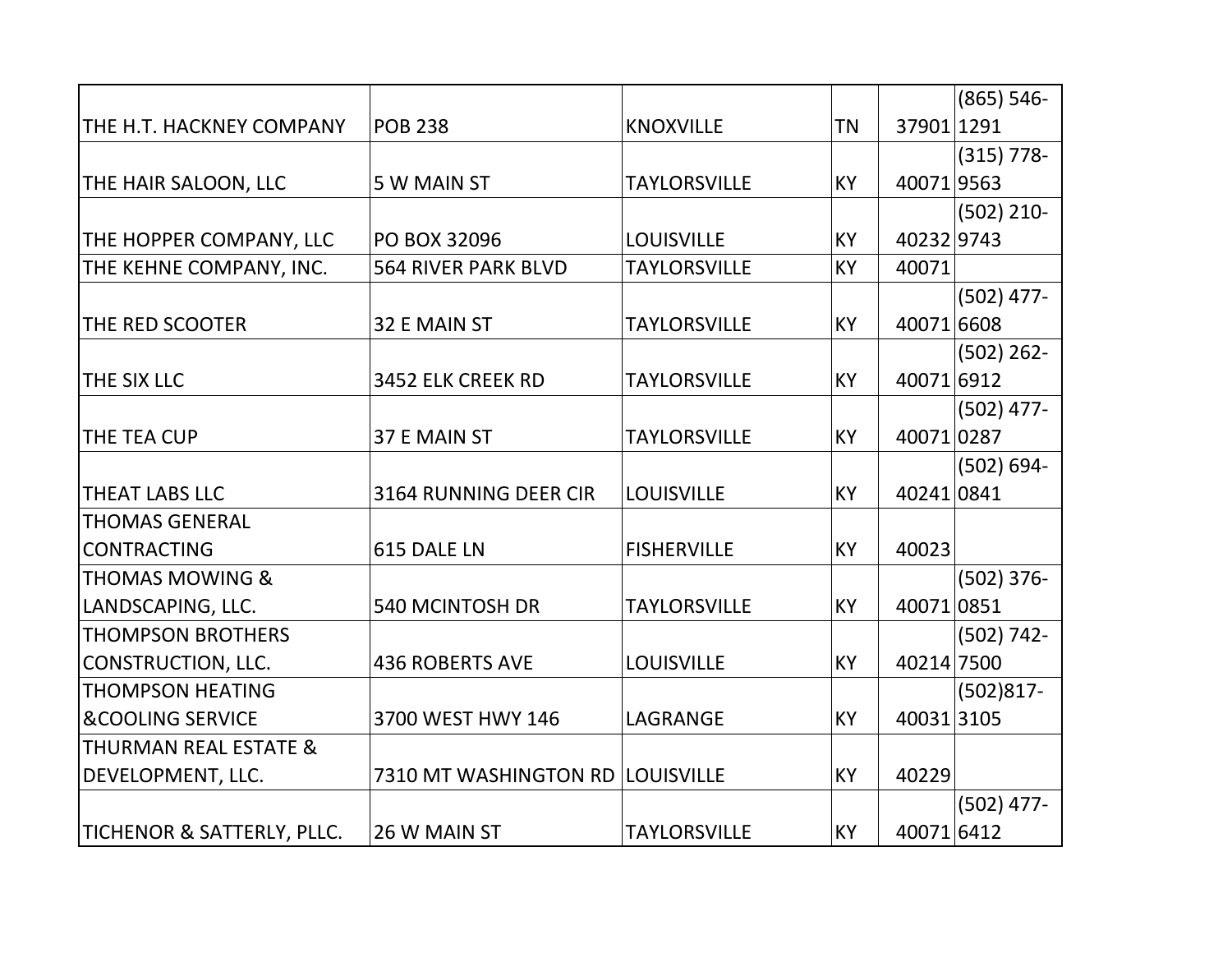| | | | | | |
|---|---|---|---|---|---|
| THE H.T. HACKNEY COMPANY | POB 238 | KNOXVILLE | TN | 37901 | (865) 546-1291 |
| THE HAIR SALOON, LLC | 5 W MAIN ST | TAYLORSVILLE | KY | 40071 | (315) 778-9563 |
| THE HOPPER COMPANY, LLC | PO BOX 32096 | LOUISVILLE | KY | 40232 | (502) 210-9743 |
| THE KEHNE COMPANY, INC. | 564 RIVER PARK BLVD | TAYLORSVILLE | KY | 40071 | |
| THE RED SCOOTER | 32 E MAIN ST | TAYLORSVILLE | KY | 40071 | (502) 477-6608 |
| THE SIX LLC | 3452 ELK CREEK RD | TAYLORSVILLE | KY | 40071 | (502) 262-6912 |
| THE TEA CUP | 37 E MAIN ST | TAYLORSVILLE | KY | 40071 | (502) 477-0287 |
| THEAT LABS LLC | 3164 RUNNING DEER CIR | LOUISVILLE | KY | 40241 | (502) 694-0841 |
| THOMAS GENERAL CONTRACTING | 615 DALE LN | FISHERVILLE | KY | 40023 | |
| THOMAS MOWING & LANDSCAPING, LLC. | 540 MCINTOSH DR | TAYLORSVILLE | KY | 40071 | (502) 376-0851 |
| THOMPSON BROTHERS CONSTRUCTION, LLC. | 436 ROBERTS AVE | LOUISVILLE | KY | 40214 | (502) 742-7500 |
| THOMPSON HEATING &COOLING SERVICE | 3700 WEST HWY 146 | LAGRANGE | KY | 40031 | (502)817-3105 |
| THURMAN REAL ESTATE & DEVELOPMENT, LLC. | 7310 MT WASHINGTON RD | LOUISVILLE | KY | 40229 | |
| TICHENOR & SATTERLY, PLLC. | 26 W MAIN ST | TAYLORSVILLE | KY | 40071 | (502) 477-6412 |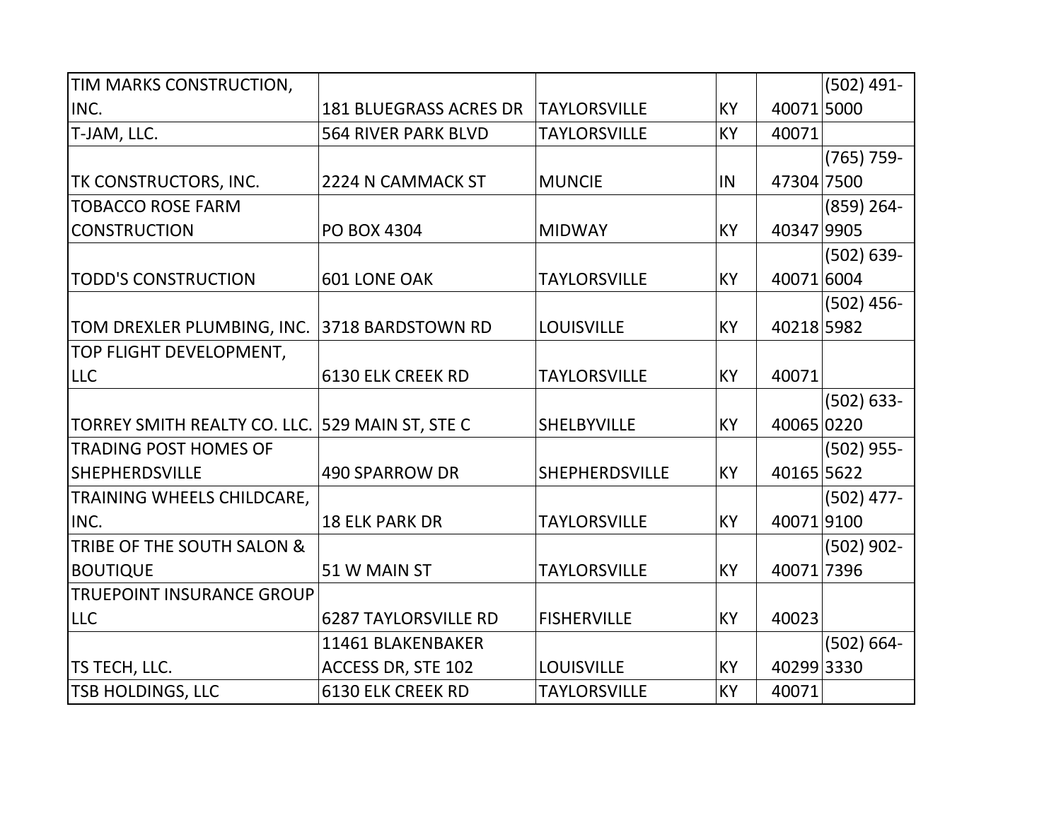| | | | | | |
|---|---|---|---|---|---|
| TIM MARKS CONSTRUCTION, INC. | 181 BLUEGRASS ACRES DR | TAYLORSVILLE | KY | 40071 | (502) 491-5000 |
| T-JAM, LLC. | 564 RIVER PARK BLVD | TAYLORSVILLE | KY | 40071 | |
| TK CONSTRUCTORS, INC. | 2224 N CAMMACK ST | MUNCIE | IN | 47304 | (765) 759-7500 |
| TOBACCO ROSE FARM CONSTRUCTION | PO BOX 4304 | MIDWAY | KY | 40347 | (859) 264-9905 |
| TODD'S CONSTRUCTION | 601 LONE OAK | TAYLORSVILLE | KY | 40071 | (502) 639-6004 |
| TOM DREXLER PLUMBING, INC. | 3718 BARDSTOWN RD | LOUISVILLE | KY | 40218 | (502) 456-5982 |
| TOP FLIGHT DEVELOPMENT, LLC | 6130 ELK CREEK RD | TAYLORSVILLE | KY | 40071 | |
| TORREY SMITH REALTY CO. LLC. | 529 MAIN ST, STE C | SHELBYVILLE | KY | 40065 | (502) 633-0220 |
| TRADING POST HOMES OF SHEPHERDSVILLE | 490 SPARROW DR | SHEPHERDSVILLE | KY | 40165 | (502) 955-5622 |
| TRAINING WHEELS CHILDCARE, INC. | 18 ELK PARK DR | TAYLORSVILLE | KY | 40071 | (502) 477-9100 |
| TRIBE OF THE SOUTH SALON & BOUTIQUE | 51 W MAIN ST | TAYLORSVILLE | KY | 40071 | (502) 902-7396 |
| TRUEPOINT INSURANCE GROUP LLC | 6287 TAYLORSVILLE RD | FISHERVILLE | KY | 40023 | |
| TS TECH, LLC. | 11461 BLAKENBAKER ACCESS DR, STE 102 | LOUISVILLE | KY | 40299 | (502) 664-3330 |
| TSB HOLDINGS, LLC | 6130 ELK CREEK RD | TAYLORSVILLE | KY | 40071 | |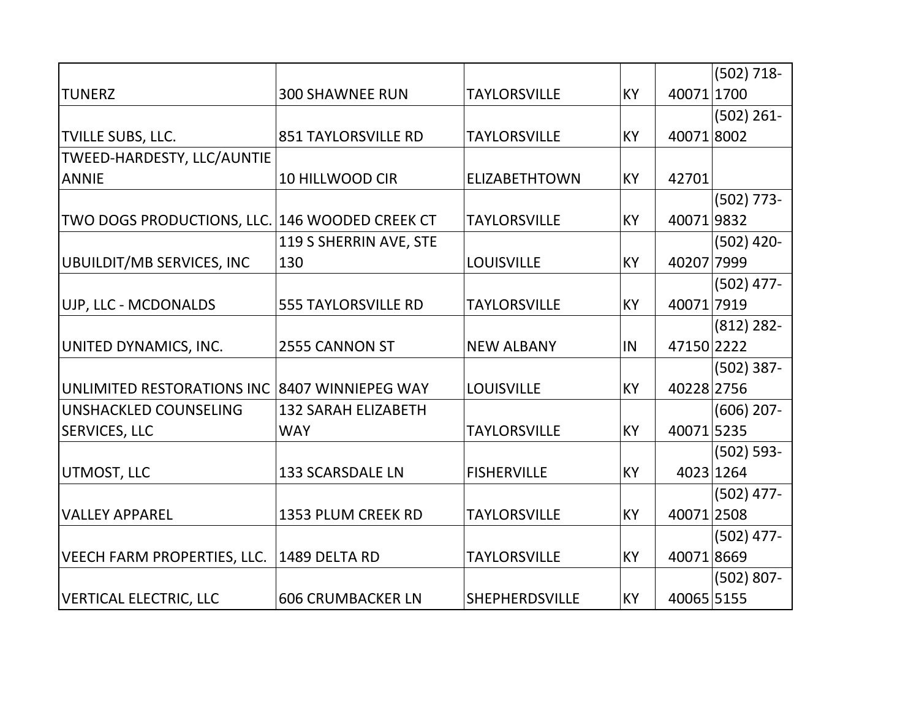| | | | | | |
|---|---|---|---|---|---|
| TUNERZ | 300 SHAWNEE RUN | TAYLORSVILLE | KY | 40071 | (502) 718-1700 |
| TVILLE SUBS, LLC. | 851 TAYLORSVILLE RD | TAYLORSVILLE | KY | 40071 | (502) 261-8002 |
| TWEED-HARDESTY, LLC/AUNTIE ANNIE | 10 HILLWOOD CIR | ELIZABETHTOWN | KY | 42701 | |
| TWO DOGS PRODUCTIONS, LLC. | 146 WOODED CREEK CT | TAYLORSVILLE | KY | 40071 | (502) 773-9832 |
| UBUILDIT/MB SERVICES, INC | 119 S SHERRIN AVE, STE 130 | LOUISVILLE | KY | 40207 | (502) 420-7999 |
| UJP, LLC - MCDONALDS | 555 TAYLORSVILLE RD | TAYLORSVILLE | KY | 40071 | (502) 477-7919 |
| UNITED DYNAMICS, INC. | 2555 CANNON ST | NEW ALBANY | IN | 47150 | (812) 282-2222 |
| UNLIMITED RESTORATIONS INC | 8407 WINNIEPEG WAY | LOUISVILLE | KY | 40228 | (502) 387-2756 |
| UNSHACKLED COUNSELING SERVICES, LLC | 132 SARAH ELIZABETH WAY | TAYLORSVILLE | KY | 40071 | (606) 207-5235 |
| UTMOST, LLC | 133 SCARSDALE LN | FISHERVILLE | KY | 4023 | (502) 593-1264 |
| VALLEY APPAREL | 1353 PLUM CREEK RD | TAYLORSVILLE | KY | 40071 | (502) 477-2508 |
| VEECH FARM PROPERTIES, LLC. | 1489 DELTA RD | TAYLORSVILLE | KY | 40071 | (502) 477-8669 |
| VERTICAL ELECTRIC, LLC | 606 CRUMBACKER LN | SHEPHERDSVILLE | KY | 40065 | (502) 807-5155 |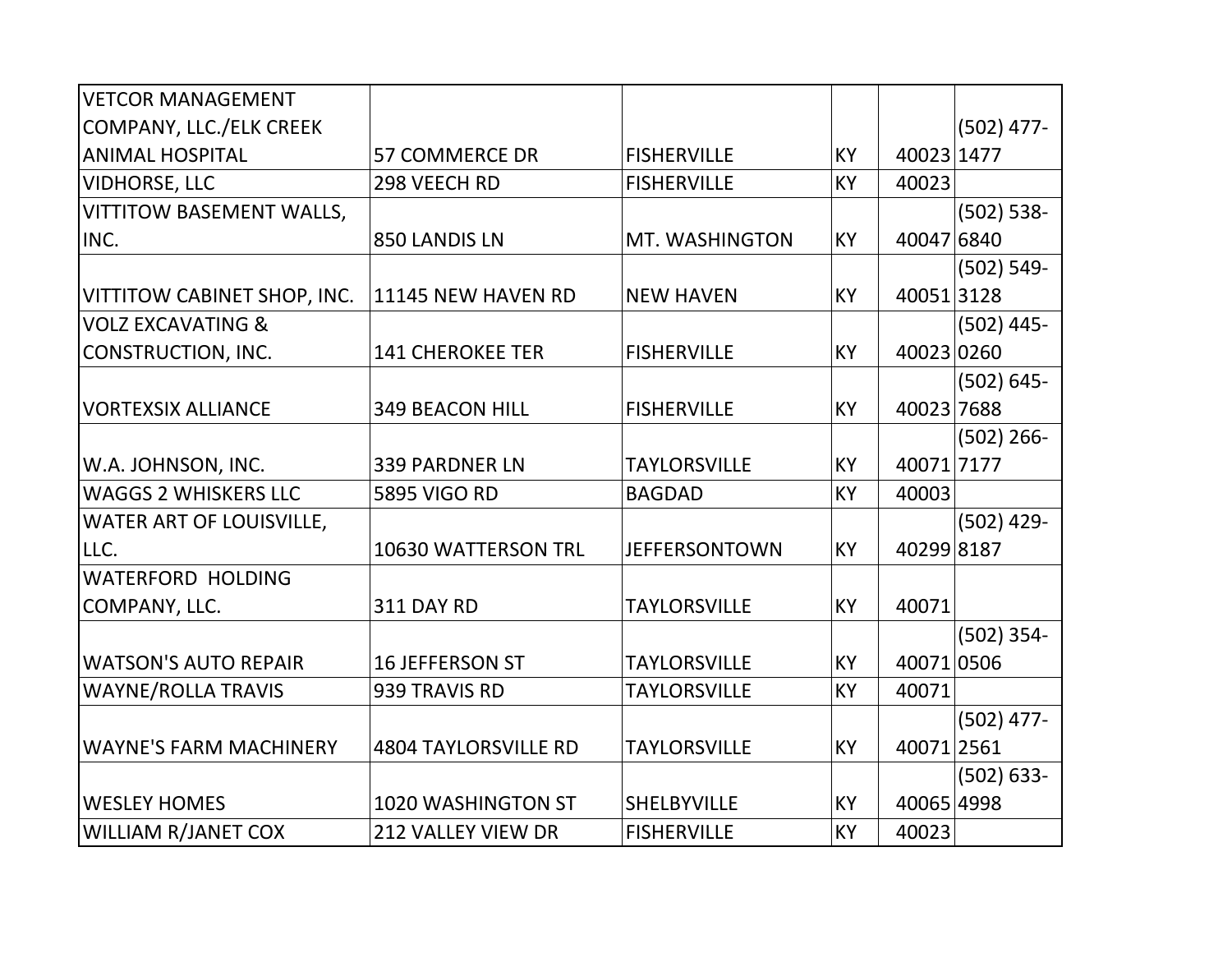| | | | | | |
|---|---|---|---|---|---|
| VETCOR MANAGEMENT COMPANY, LLC./ELK CREEK ANIMAL HOSPITAL | 57 COMMERCE DR | FISHERVILLE | KY | 40023 | (502) 477-1477 |
| VIDHORSE, LLC | 298 VEECH RD | FISHERVILLE | KY | 40023 | |
| VITTITOW BASEMENT WALLS, INC. | 850 LANDIS LN | MT. WASHINGTON | KY | 40047 | (502) 538-6840 |
| VITTITOW CABINET SHOP, INC. | 11145 NEW HAVEN RD | NEW HAVEN | KY | 40051 | (502) 549-3128 |
| VOLZ EXCAVATING & CONSTRUCTION, INC. | 141 CHEROKEE TER | FISHERVILLE | KY | 40023 | (502) 445-0260 |
| VORTEXSIX ALLIANCE | 349 BEACON HILL | FISHERVILLE | KY | 40023 | (502) 645-7688 |
| W.A. JOHNSON, INC. | 339 PARDNER LN | TAYLORSVILLE | KY | 40071 | (502) 266-7177 |
| WAGGS 2 WHISKERS LLC | 5895 VIGO RD | BAGDAD | KY | 40003 | |
| WATER ART OF LOUISVILLE, LLC. | 10630 WATTERSON TRL | JEFFERSONTOWN | KY | 40299 | (502) 429-8187 |
| WATERFORD HOLDING COMPANY, LLC. | 311 DAY RD | TAYLORSVILLE | KY | 40071 | |
| WATSON'S AUTO REPAIR | 16 JEFFERSON ST | TAYLORSVILLE | KY | 40071 | (502) 354-0506 |
| WAYNE/ROLLA TRAVIS | 939 TRAVIS RD | TAYLORSVILLE | KY | 40071 | |
| WAYNE'S FARM MACHINERY | 4804 TAYLORSVILLE RD | TAYLORSVILLE | KY | 40071 | (502) 477-2561 |
| WESLEY HOMES | 1020 WASHINGTON ST | SHELBYVILLE | KY | 40065 | (502) 633-4998 |
| WILLIAM R/JANET COX | 212 VALLEY VIEW DR | FISHERVILLE | KY | 40023 | |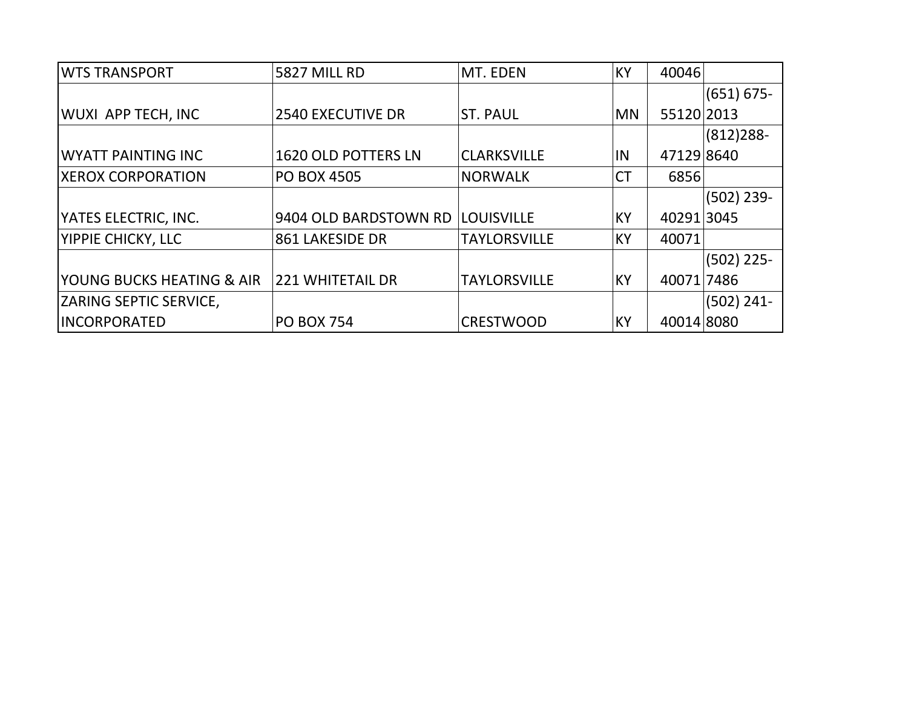| | | | | | |
|---|---|---|---|---|---|
| WTS TRANSPORT | 5827 MILL RD | MT. EDEN | KY | 40046 | |
| WUXI APP TECH, INC | 2540 EXECUTIVE DR | ST. PAUL | MN | 55120 | (651) 675-2013 |
| WYATT PAINTING INC | 1620 OLD POTTERS LN | CLARKSVILLE | IN | 47129 | (812)288-8640 |
| XEROX CORPORATION | PO BOX 4505 | NORWALK | CT | 6856 | |
| YATES ELECTRIC, INC. | 9404 OLD BARDSTOWN RD | LOUISVILLE | KY | 40291 | (502) 239-3045 |
| YIPPIE CHICKY, LLC | 861 LAKESIDE DR | TAYLORSVILLE | KY | 40071 | |
| YOUNG BUCKS HEATING & AIR | 221 WHITETAIL DR | TAYLORSVILLE | KY | 40071 | (502) 225-7486 |
| ZARING SEPTIC SERVICE, INCORPORATED | PO BOX 754 | CRESTWOOD | KY | 40014 | (502) 241-8080 |